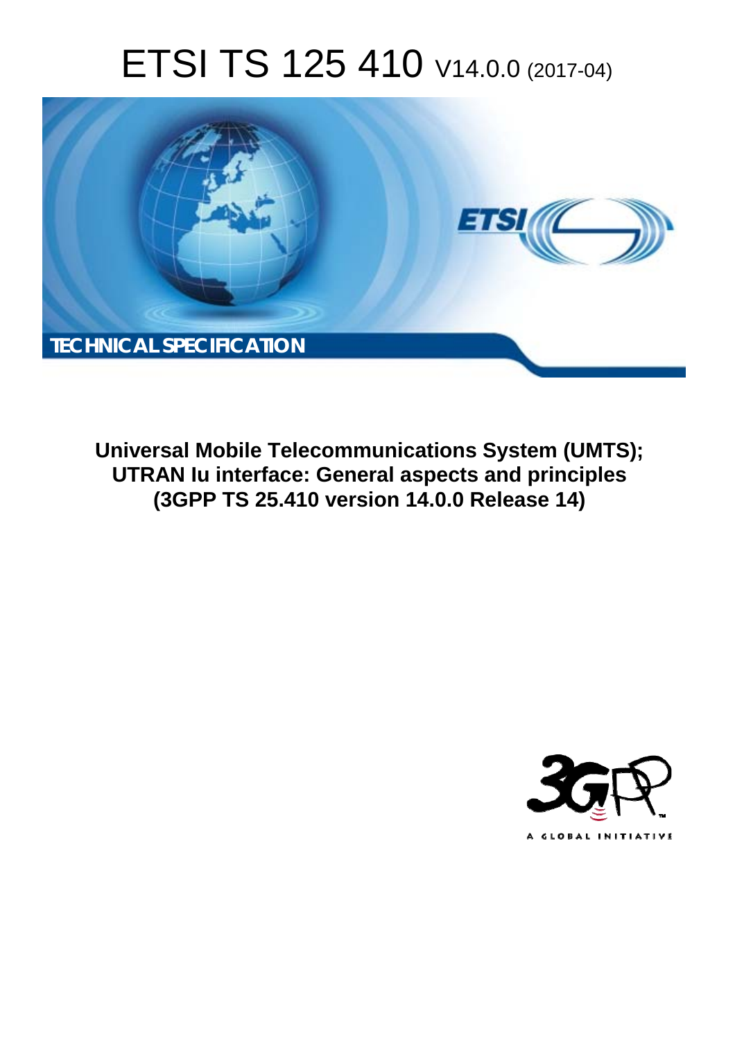# ETSI TS 125 410 V14.0.0 (2017-04)

TECHNICAL SPECIFICATION

**Universal Mobile Telecommunications System (UMTS); UTRAN Iu interface: General aspects and principles (3GPP TS 25.410 version 14.0.0 Release 14)**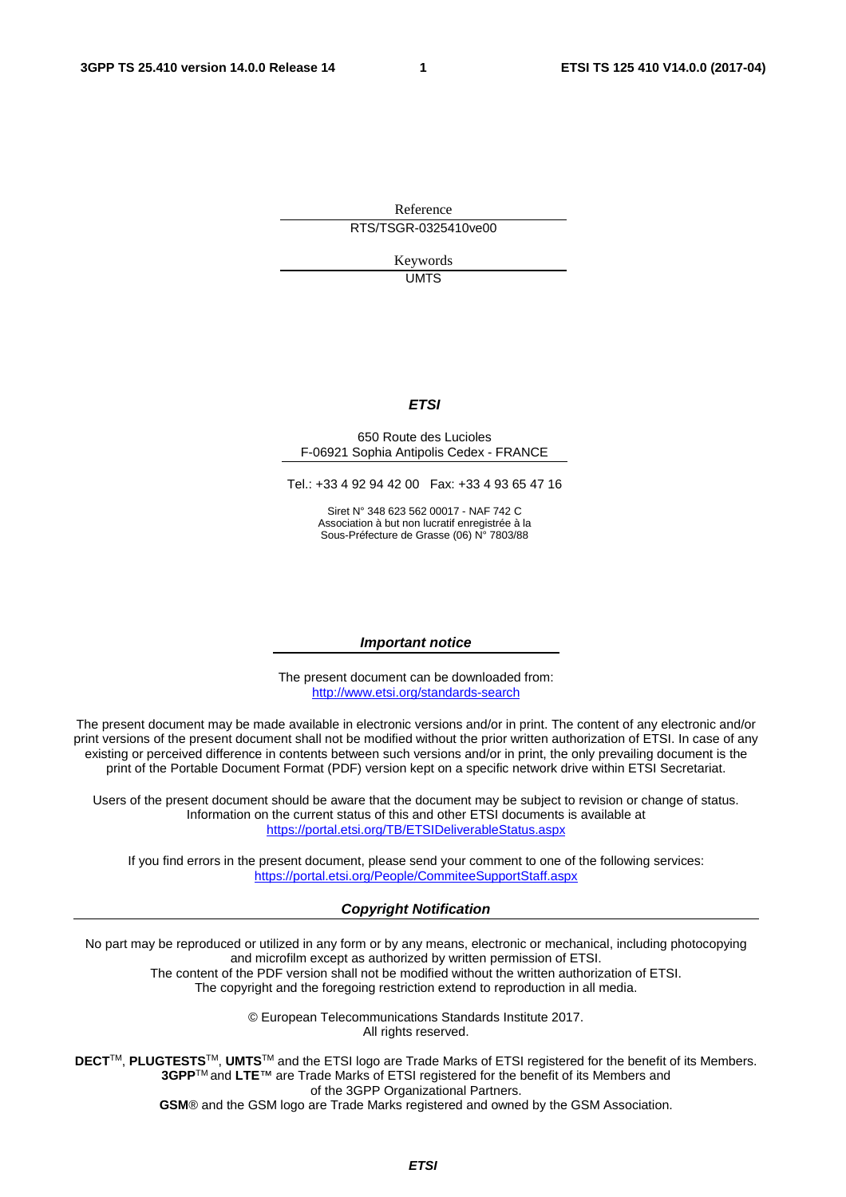Reference

RTS/TSGR-0325410ve00

Keywords

UMTS

***ETSI***

650 Route des Lucioles
F-06921 Sophia Antipolis Cedex - FRANCE

Tel.: +33 4 92 94 42 00 Fax: +33 4 93 65 47 16

Siret N° 348 623 562 00017 - NAF 742 C
Association à but non lucratif enregistrée à la
Sous-Préfecture de Grasse (06) N° 7803/88

***Important notice***

The present document can be downloaded from:
http://www.etsi.org/standards-search

The present document may be made available in electronic versions and/or in print. The content of any electronic and/or print versions of the present document shall not be modified without the prior written authorization of ETSI. In case of any existing or perceived difference in contents between such versions and/or in print, the only prevailing document is the print of the Portable Document Format (PDF) version kept on a specific network drive within ETSI Secretariat.

Users of the present document should be aware that the document may be subject to revision or change of status. Information on the current status of this and other ETSI documents is available at
https://portal.etsi.org/TB/ETSIDeliverableStatus.aspx

If you find errors in the present document, please send your comment to one of the following services:
https://portal.etsi.org/People/CommiteeSupportStaff.aspx

***Copyright Notification***

No part may be reproduced or utilized in any form or by any means, electronic or mechanical, including photocopying and microfilm except as authorized by written permission of ETSI.
The content of the PDF version shall not be modified without the written authorization of ETSI.
The copyright and the foregoing restriction extend to reproduction in all media.

© European Telecommunications Standards Institute 2017.
All rights reserved.

**DECT**™, **PLUGTESTS**™, **UMTS**™ and the ETSI logo are Trade Marks of ETSI registered for the benefit of its Members.
**3GPP**™ and **LTE**™ are Trade Marks of ETSI registered for the benefit of its Members and of the 3GPP Organizational Partners.
**GSM**® and the GSM logo are Trade Marks registered and owned by the GSM Association.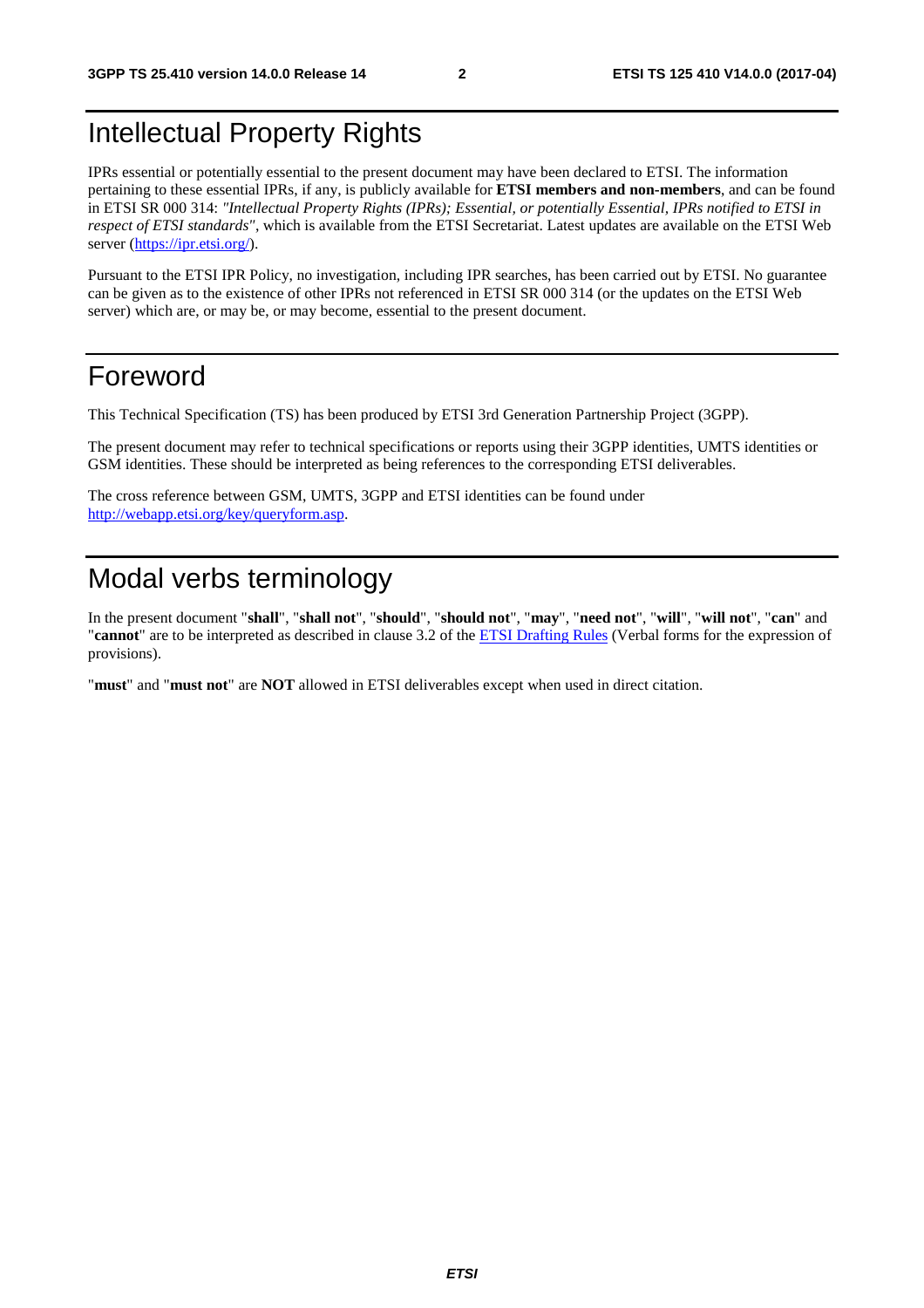# Intellectual Property Rights

IPRs essential or potentially essential to the present document may have been declared to ETSI. The information pertaining to these essential IPRs, if any, is publicly available for **ETSI members and non-members**, and can be found in ETSI SR 000 314: *"Intellectual Property Rights (IPRs); Essential, or potentially Essential, IPRs notified to ETSI in respect of ETSI standards"*, which is available from the ETSI Secretariat. Latest updates are available on the ETSI Web server (https://ipr.etsi.org/).

Pursuant to the ETSI IPR Policy, no investigation, including IPR searches, has been carried out by ETSI. No guarantee can be given as to the existence of other IPRs not referenced in ETSI SR 000 314 (or the updates on the ETSI Web server) which are, or may be, or may become, essential to the present document.

# Foreword

This Technical Specification (TS) has been produced by ETSI 3rd Generation Partnership Project (3GPP).

The present document may refer to technical specifications or reports using their 3GPP identities, UMTS identities or GSM identities. These should be interpreted as being references to the corresponding ETSI deliverables.

The cross reference between GSM, UMTS, 3GPP and ETSI identities can be found under http://webapp.etsi.org/key/queryform.asp.

# Modal verbs terminology

In the present document "**shall**", "**shall not**", "**should**", "**should not**", "**may**", "**need not**", "**will**", "**will not**", "**can**" and "**cannot**" are to be interpreted as described in clause 3.2 of the ETSI Drafting Rules (Verbal forms for the expression of provisions).

"**must**" and "**must not**" are **NOT** allowed in ETSI deliverables except when used in direct citation.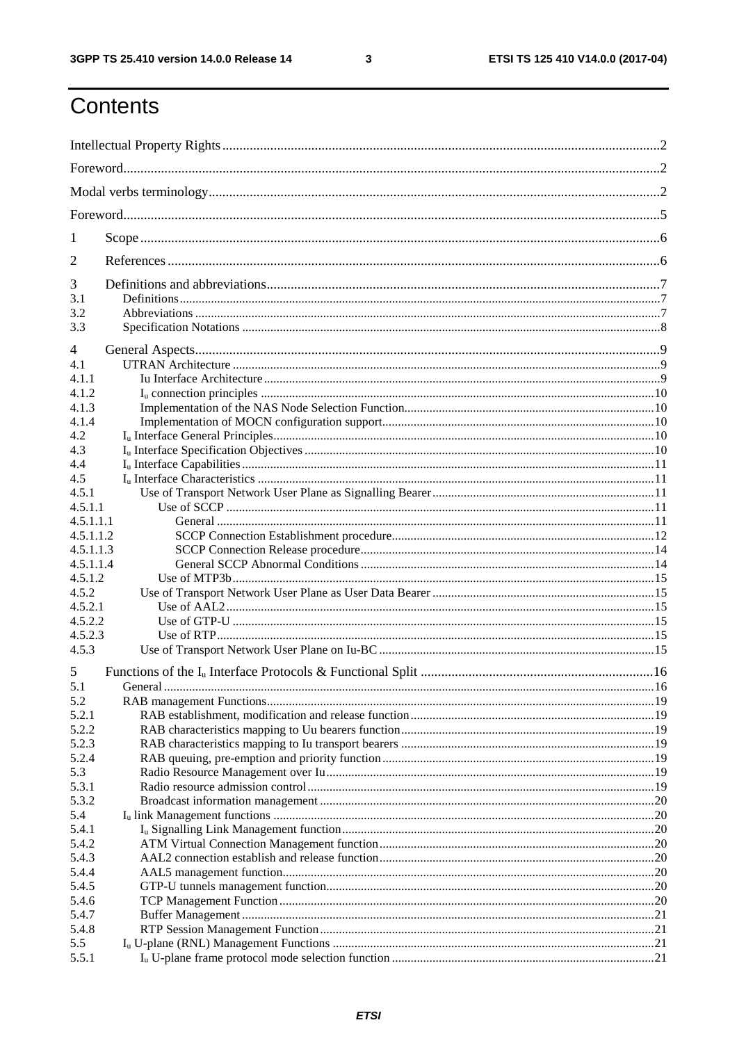# Contents

Intellectual Property Rights .....2
Foreword .....2
Modal verbs terminology .....2
Foreword .....5

1 Scope .....6

2 References .....6

3 Definitions and abbreviations .....7
3.1 Definitions .....7
3.2 Abbreviations .....7
3.3 Specification Notations .....8

4 General Aspects .....9
4.1 UTRAN Architecture .....9
4.1.1 Iu Interface Architecture .....9
4.1.2 $I_u$ connection principles .....10
4.1.3 Implementation of the NAS Node Selection Function .....10
4.1.4 Implementation of MOCN configuration support .....10
4.2 $I_u$ Interface General Principles .....10
4.3 $I_u$ Interface Specification Objectives .....10
4.4 $I_u$ Interface Capabilities .....11
4.5 $I_u$ Interface Characteristics .....11
4.5.1 Use of Transport Network User Plane as Signalling Bearer .....11
4.5.1.1 Use of SCCP .....11
4.5.1.1.1 General .....11
4.5.1.1.2 SCCP Connection Establishment procedure .....12
4.5.1.1.3 SCCP Connection Release procedure .....14
4.5.1.1.4 General SCCP Abnormal Conditions .....14
4.5.1.2 Use of MTP3b .....15
4.5.2 Use of Transport Network User Plane as User Data Bearer .....15
4.5.2.1 Use of AAL2 .....15
4.5.2.2 Use of GTP-U .....15
4.5.2.3 Use of RTP .....15
4.5.3 Use of Transport Network User Plane on Iu-BC .....15

5 Functions of the $I_u$ Interface Protocols & Functional Split .....16
5.1 General .....16
5.2 RAB management Functions .....19
5.2.1 RAB establishment, modification and release function .....19
5.2.2 RAB characteristics mapping to Uu bearers function .....19
5.2.3 RAB characteristics mapping to Iu transport bearers .....19
5.2.4 RAB queuing, pre-emption and priority function .....19
5.3 Radio Resource Management over Iu .....19
5.3.1 Radio resource admission control .....19
5.3.2 Broadcast information management .....20
5.4 $I_u$ link Management functions .....20
5.4.1 $I_u$ Signalling Link Management function .....20
5.4.2 ATM Virtual Connection Management function .....20
5.4.3 AAL2 connection establish and release function .....20
5.4.4 AAL5 management function .....20
5.4.5 GTP-U tunnels management function .....20
5.4.6 TCP Management Function .....20
5.4.7 Buffer Management .....21
5.4.8 RTP Session Management Function .....21
5.5 $I_u$ U-plane (RNL) Management Functions .....21
5.5.1 $I_u$ U-plane frame protocol mode selection function .....21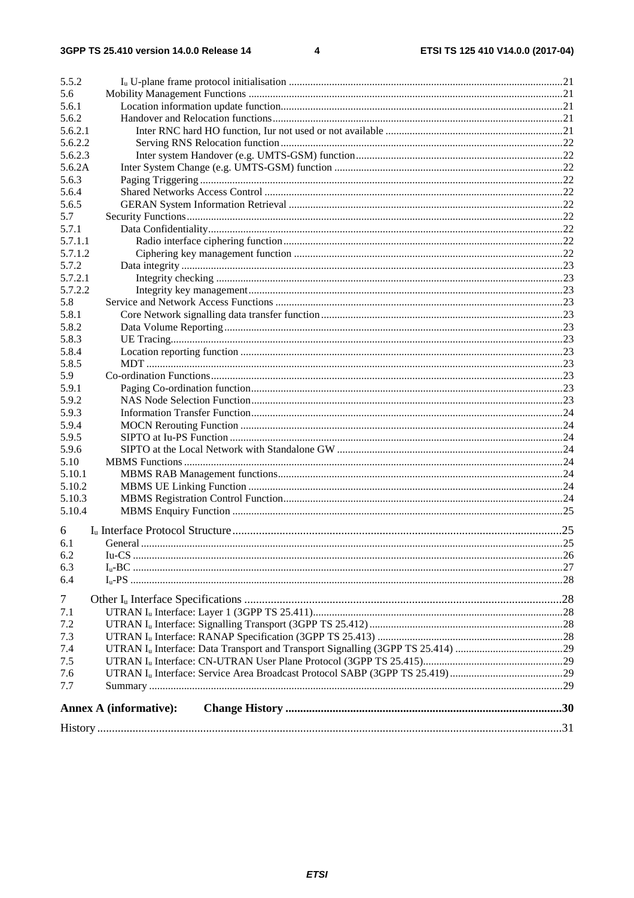5.5.2 $I_u$ U-plane frame protocol initialisation ....21
5.6 Mobility Management Functions ....21
5.6.1 Location information update function....21
5.6.2 Handover and Relocation functions....21
5.6.2.1 Inter RNC hard HO function, Iur not used or not available ....21
5.6.2.2 Serving RNS Relocation function....22
5.6.2.3 Inter system Handover (e.g. UMTS-GSM) function....22
5.6.2A Inter System Change (e.g. UMTS-GSM) function ....22
5.6.3 Paging Triggering....22
5.6.4 Shared Networks Access Control ....22
5.6.5 GERAN System Information Retrieval ....22
5.7 Security Functions....22
5.7.1 Data Confidentiality....22
5.7.1.1 Radio interface ciphering function....22
5.7.1.2 Ciphering key management function ....22
5.7.2 Data integrity ....23
5.7.2.1 Integrity checking ....23
5.7.2.2 Integrity key management....23
5.8 Service and Network Access Functions ....23
5.8.1 Core Network signalling data transfer function....23
5.8.2 Data Volume Reporting....23
5.8.3 UE Tracing....23
5.8.4 Location reporting function ....23
5.8.5 MDT ....23
5.9 Co-ordination Functions....23
5.9.1 Paging Co-ordination function....23
5.9.2 NAS Node Selection Function....23
5.9.3 Information Transfer Function....24
5.9.4 MOCN Rerouting Function ....24
5.9.5 SIPTO at Iu-PS Function ....24
5.9.6 SIPTO at the Local Network with Standalone GW ....24
5.10 MBMS Functions ....24
5.10.1 MBMS RAB Management functions....24
5.10.2 MBMS UE Linking Function ....24
5.10.3 MBMS Registration Control Function....24
5.10.4 MBMS Enquiry Function ....25

6 $I_u$ Interface Protocol Structure....25
6.1 General....25
6.2 Iu-CS ....26
6.3 $I_u$-BC ....27
6.4 $I_u$-PS ....28

7 Other $I_u$ Interface Specifications ....28
7.1 UTRAN $I_u$ Interface: Layer 1 (3GPP TS 25.411)....28
7.2 UTRAN $I_u$ Interface: Signalling Transport (3GPP TS 25.412)....28
7.3 UTRAN $I_u$ Interface: RANAP Specification (3GPP TS 25.413) ....28
7.4 UTRAN $I_u$ Interface: Data Transport and Transport Signalling (3GPP TS 25.414) ....29
7.5 UTRAN $I_u$ Interface: CN-UTRAN User Plane Protocol (3GPP TS 25.415)....29
7.6 UTRAN $I_u$ Interface: Service Area Broadcast Protocol SABP (3GPP TS 25.419)....29
7.7 Summary ....29

**Annex A (informative): Change History ....30**

History....31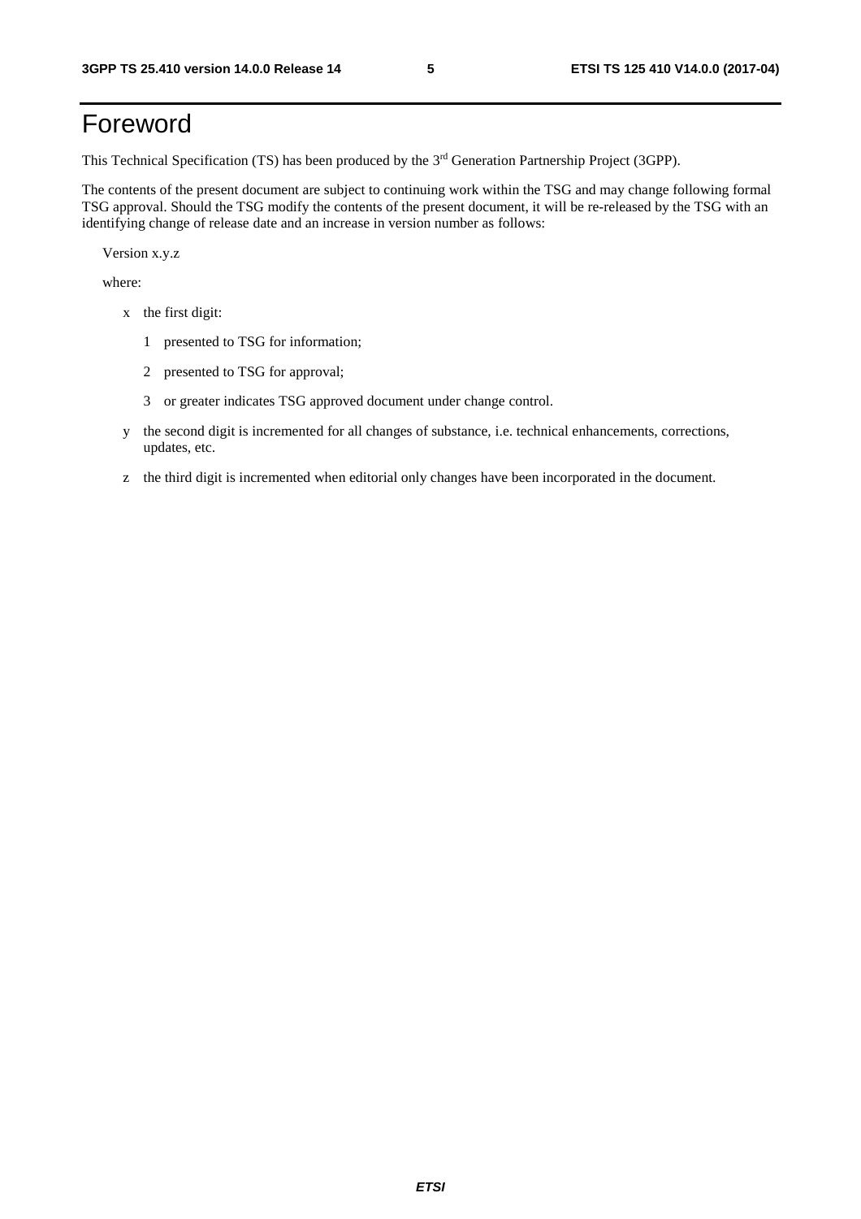# Foreword

This Technical Specification (TS) has been produced by the 3rd Generation Partnership Project (3GPP).

The contents of the present document are subject to continuing work within the TSG and may change following formal TSG approval. Should the TSG modify the contents of the present document, it will be re-released by the TSG with an identifying change of release date and an increase in version number as follows:

Version x.y.z

where:

- x the first digit:
  - 1 presented to TSG for information;
  - 2 presented to TSG for approval;
  - 3 or greater indicates TSG approved document under change control.
- y the second digit is incremented for all changes of substance, i.e. technical enhancements, corrections, updates, etc.
- z the third digit is incremented when editorial only changes have been incorporated in the document.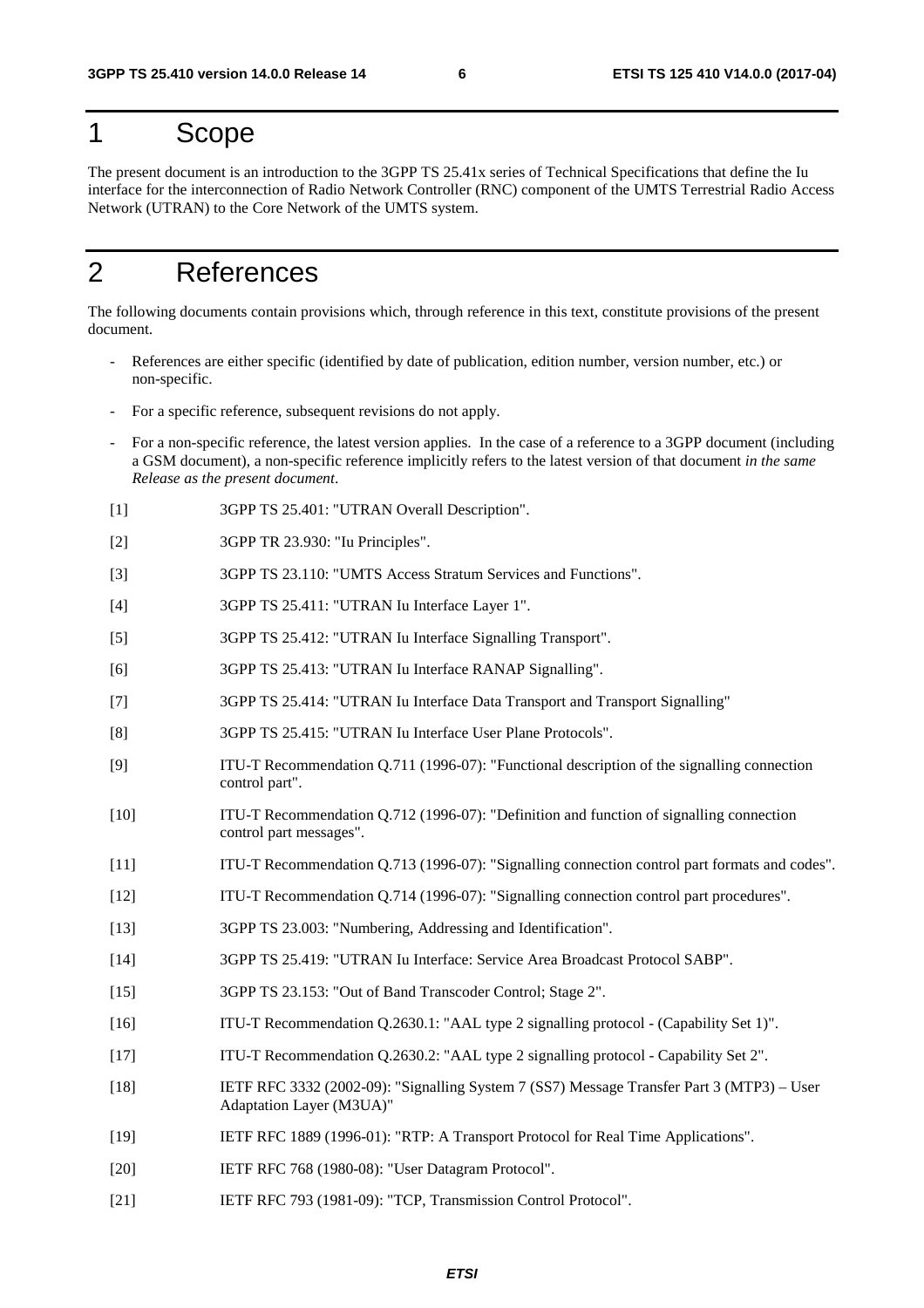# 1 Scope

The present document is an introduction to the 3GPP TS 25.41x series of Technical Specifications that define the Iu interface for the interconnection of Radio Network Controller (RNC) component of the UMTS Terrestrial Radio Access Network (UTRAN) to the Core Network of the UMTS system.

# 2 References

The following documents contain provisions which, through reference in this text, constitute provisions of the present document.

- References are either specific (identified by date of publication, edition number, version number, etc.) or non-specific.
- For a specific reference, subsequent revisions do not apply.
- For a non-specific reference, the latest version applies. In the case of a reference to a 3GPP document (including a GSM document), a non-specific reference implicitly refers to the latest version of that document *in the same Release as the present document*.

[1] 3GPP TS 25.401: "UTRAN Overall Description".

[2] 3GPP TR 23.930: "Iu Principles".

[3] 3GPP TS 23.110: "UMTS Access Stratum Services and Functions".

[4] 3GPP TS 25.411: "UTRAN Iu Interface Layer 1".

[5] 3GPP TS 25.412: "UTRAN Iu Interface Signalling Transport".

[6] 3GPP TS 25.413: "UTRAN Iu Interface RANAP Signalling".

[7] 3GPP TS 25.414: "UTRAN Iu Interface Data Transport and Transport Signalling"

[8] 3GPP TS 25.415: "UTRAN Iu Interface User Plane Protocols".

[9] ITU-T Recommendation Q.711 (1996-07): "Functional description of the signalling connection control part".

[10] ITU-T Recommendation Q.712 (1996-07): "Definition and function of signalling connection control part messages".

[11] ITU-T Recommendation Q.713 (1996-07): "Signalling connection control part formats and codes".

[12] ITU-T Recommendation Q.714 (1996-07): "Signalling connection control part procedures".

[13] 3GPP TS 23.003: "Numbering, Addressing and Identification".

[14] 3GPP TS 25.419: "UTRAN Iu Interface: Service Area Broadcast Protocol SABP".

[15] 3GPP TS 23.153: "Out of Band Transcoder Control; Stage 2".

[16] ITU-T Recommendation Q.2630.1: "AAL type 2 signalling protocol - (Capability Set 1)".

[17] ITU-T Recommendation Q.2630.2: "AAL type 2 signalling protocol - Capability Set 2".

[18] IETF RFC 3332 (2002-09): "Signalling System 7 (SS7) Message Transfer Part 3 (MTP3) – User Adaptation Layer (M3UA)"

[19] IETF RFC 1889 (1996-01): "RTP: A Transport Protocol for Real Time Applications".

[20] IETF RFC 768 (1980-08): "User Datagram Protocol".

[21] IETF RFC 793 (1981-09): "TCP, Transmission Control Protocol".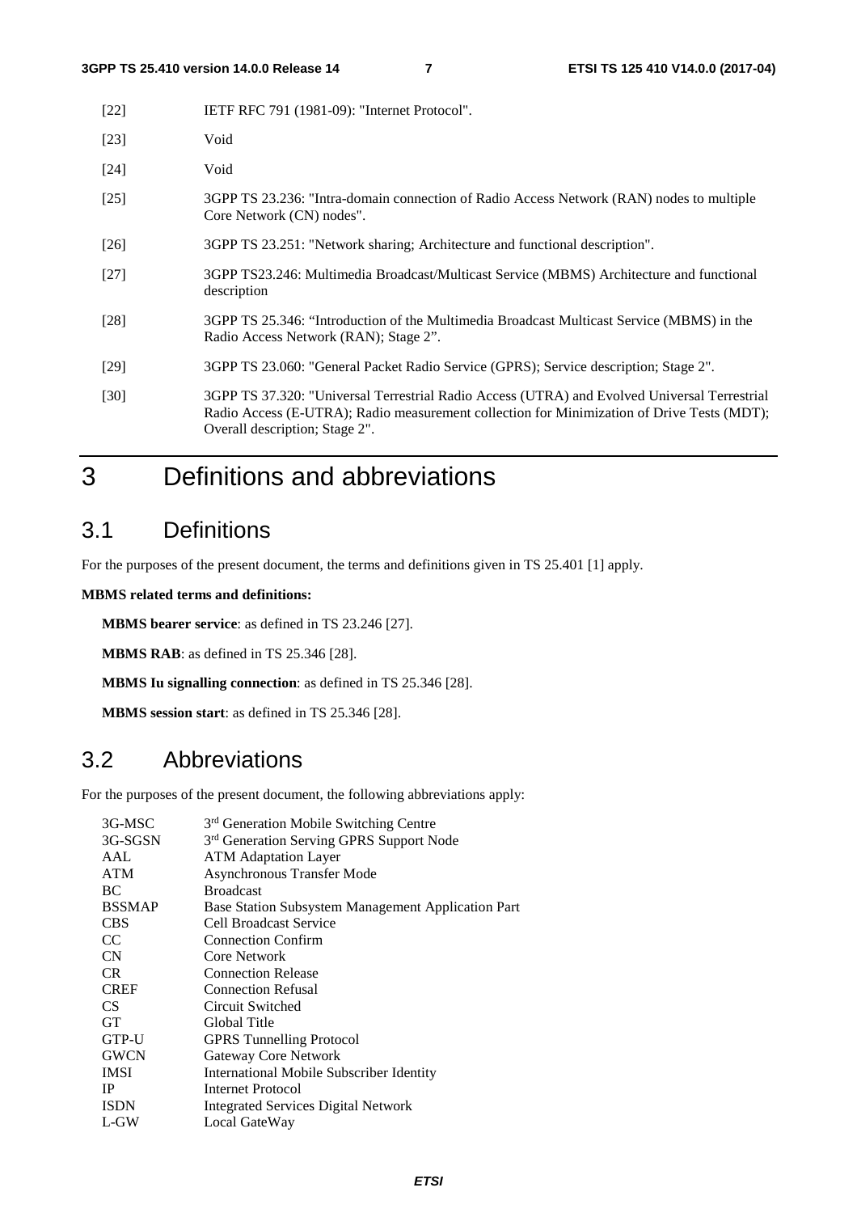[22] IETF RFC 791 (1981-09): "Internet Protocol".

[23] Void

[24] Void

[25] 3GPP TS 23.236: "Intra-domain connection of Radio Access Network (RAN) nodes to multiple Core Network (CN) nodes".

[26] 3GPP TS 23.251: "Network sharing; Architecture and functional description".

[27] 3GPP TS23.246: Multimedia Broadcast/Multicast Service (MBMS) Architecture and functional description

[28] 3GPP TS 25.346: "Introduction of the Multimedia Broadcast Multicast Service (MBMS) in the Radio Access Network (RAN); Stage 2".

[29] 3GPP TS 23.060: "General Packet Radio Service (GPRS); Service description; Stage 2".

[30] 3GPP TS 37.320: "Universal Terrestrial Radio Access (UTRA) and Evolved Universal Terrestrial Radio Access (E-UTRA); Radio measurement collection for Minimization of Drive Tests (MDT); Overall description; Stage 2".

# 3 Definitions and abbreviations

## 3.1 Definitions

For the purposes of the present document, the terms and definitions given in TS 25.401 [1] apply.

**MBMS related terms and definitions:**

**MBMS bearer service**: as defined in TS 23.246 [27].

**MBMS RAB**: as defined in TS 25.346 [28].

**MBMS Iu signalling connection**: as defined in TS 25.346 [28].

**MBMS session start**: as defined in TS 25.346 [28].

## 3.2 Abbreviations

For the purposes of the present document, the following abbreviations apply:

| | |
|---|---|
| 3G-MSC | 3rd Generation Mobile Switching Centre |
| 3G-SGSN | 3rd Generation Serving GPRS Support Node |
| AAL | ATM Adaptation Layer |
| ATM | Asynchronous Transfer Mode |
| BC | Broadcast |
| BSSMAP | Base Station Subsystem Management Application Part |
| CBS | Cell Broadcast Service |
| CC | Connection Confirm |
| CN | Core Network |
| CR | Connection Release |
| CREF | Connection Refusal |
| CS | Circuit Switched |
| GT | Global Title |
| GTP-U | GPRS Tunnelling Protocol |
| GWCN | Gateway Core Network |
| IMSI | International Mobile Subscriber Identity |
| IP | Internet Protocol |
| ISDN | Integrated Services Digital Network |
| L-GW | Local GateWay |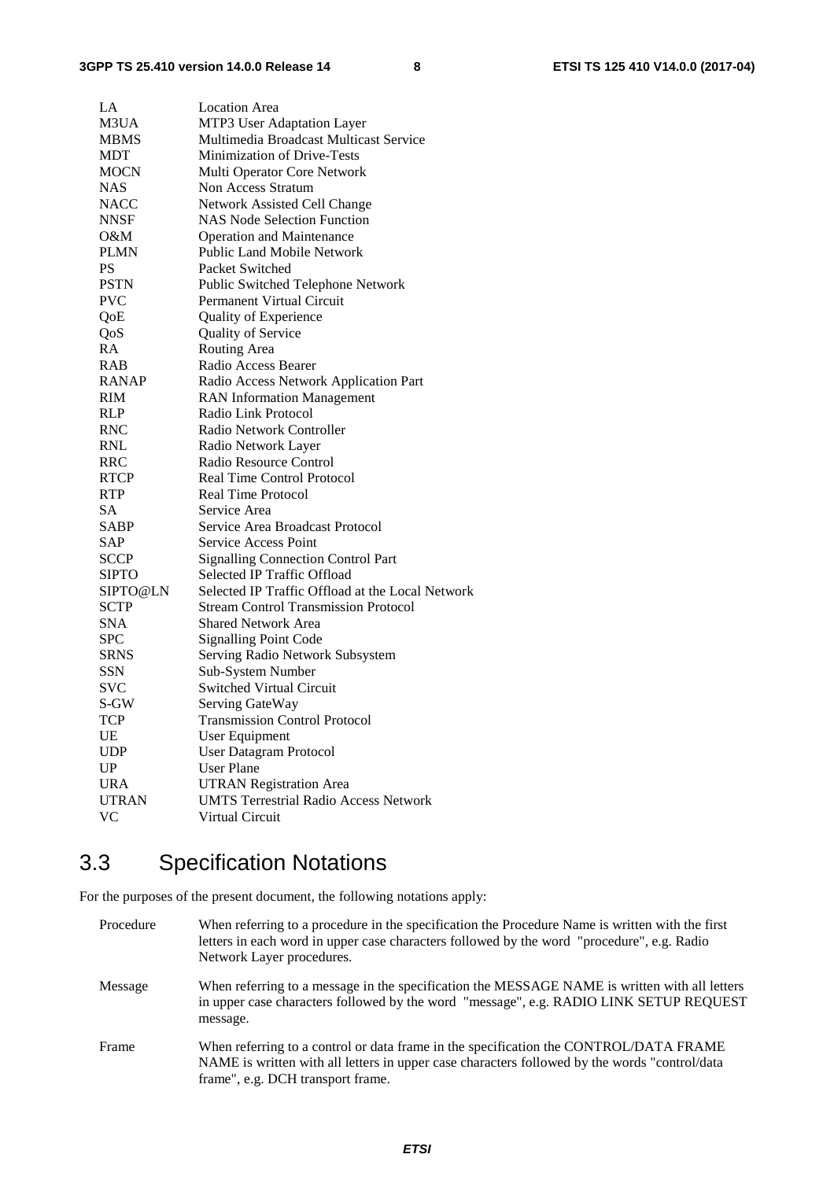| | |
|---|---|
| LA | Location Area |
| M3UA | MTP3 User Adaptation Layer |
| MBMS | Multimedia Broadcast Multicast Service |
| MDT | Minimization of Drive-Tests |
| MOCN | Multi Operator Core Network |
| NAS | Non Access Stratum |
| NACC | Network Assisted Cell Change |
| NNSF | NAS Node Selection Function |
| O&M | Operation and Maintenance |
| PLMN | Public Land Mobile Network |
| PS | Packet Switched |
| PSTN | Public Switched Telephone Network |
| PVC | Permanent Virtual Circuit |
| QoE | Quality of Experience |
| QoS | Quality of Service |
| RA | Routing Area |
| RAB | Radio Access Bearer |
| RANAP | Radio Access Network Application Part |
| RIM | RAN Information Management |
| RLP | Radio Link Protocol |
| RNC | Radio Network Controller |
| RNL | Radio Network Layer |
| RRC | Radio Resource Control |
| RTCP | Real Time Control Protocol |
| RTP | Real Time Protocol |
| SA | Service Area |
| SABP | Service Area Broadcast Protocol |
| SAP | Service Access Point |
| SCCP | Signalling Connection Control Part |
| SIPTO | Selected IP Traffic Offload |
| SIPTO@LN | Selected IP Traffic Offload at the Local Network |
| SCTP | Stream Control Transmission Protocol |
| SNA | Shared Network Area |
| SPC | Signalling Point Code |
| SRNS | Serving Radio Network Subsystem |
| SSN | Sub-System Number |
| SVC | Switched Virtual Circuit |
| S-GW | Serving GateWay |
| TCP | Transmission Control Protocol |
| UE | User Equipment |
| UDP | User Datagram Protocol |
| UP | User Plane |
| URA | UTRAN Registration Area |
| UTRAN | UMTS Terrestrial Radio Access Network |
| VC | Virtual Circuit |

## 3.3 Specification Notations

For the purposes of the present document, the following notations apply:

| | |
|---|---|
| Procedure | When referring to a procedure in the specification the Procedure Name is written with the first letters in each word in upper case characters followed by the word "procedure", e.g. Radio Network Layer procedures. |
| Message | When referring to a message in the specification the MESSAGE NAME is written with all letters in upper case characters followed by the word "message", e.g. RADIO LINK SETUP REQUEST message. |
| Frame | When referring to a control or data frame in the specification the CONTROL/DATA FRAME NAME is written with all letters in upper case characters followed by the words "control/data frame", e.g. DCH transport frame. |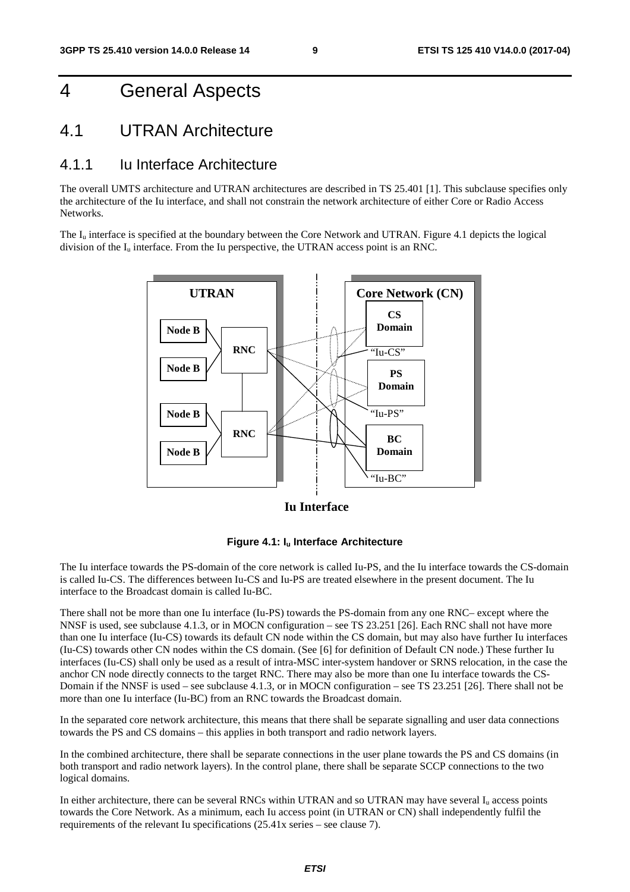# 4 General Aspects

## 4.1 UTRAN Architecture

### 4.1.1 Iu Interface Architecture

The overall UMTS architecture and UTRAN architectures are described in TS 25.401 [1]. This subclause specifies only the architecture of the Iu interface, and shall not constrain the network architecture of either Core or Radio Access Networks.

The $I_u$ interface is specified at the boundary between the Core Network and UTRAN. Figure 4.1 depicts the logical division of the $I_u$ interface. From the Iu perspective, the UTRAN access point is an RNC.

UTRAN
Node B
Node B
Node B
Node B
RNC
RNC
Core Network (CN)
CS Domain
"Iu-CS"
PS Domain
"Iu-PS"
BC Domain
"Iu-BC"
Iu Interface

**Figure 4.1: $I_u$ Interface Architecture**

The Iu interface towards the PS-domain of the core network is called Iu-PS, and the Iu interface towards the CS-domain is called Iu-CS. The differences between Iu-CS and Iu-PS are treated elsewhere in the present document. The Iu interface to the Broadcast domain is called Iu-BC.

There shall not be more than one Iu interface (Iu-PS) towards the PS-domain from any one RNC– except where the NNSF is used, see subclause 4.1.3, or in MOCN configuration – see TS 23.251 [26]. Each RNC shall not have more than one Iu interface (Iu-CS) towards its default CN node within the CS domain, but may also have further Iu interfaces (Iu-CS) towards other CN nodes within the CS domain. (See [6] for definition of Default CN node.) These further Iu interfaces (Iu-CS) shall only be used as a result of intra-MSC inter-system handover or SRNS relocation, in the case the anchor CN node directly connects to the target RNC. There may also be more than one Iu interface towards the CS-Domain if the NNSF is used – see subclause 4.1.3, or in MOCN configuration – see TS 23.251 [26]. There shall not be more than one Iu interface (Iu-BC) from an RNC towards the Broadcast domain.

In the separated core network architecture, this means that there shall be separate signalling and user data connections towards the PS and CS domains – this applies in both transport and radio network layers.

In the combined architecture, there shall be separate connections in the user plane towards the PS and CS domains (in both transport and radio network layers). In the control plane, there shall be separate SCCP connections to the two logical domains.

In either architecture, there can be several RNCs within UTRAN and so UTRAN may have several $I_u$ access points towards the Core Network. As a minimum, each Iu access point (in UTRAN or CN) shall independently fulfil the requirements of the relevant Iu specifications (25.41x series – see clause 7).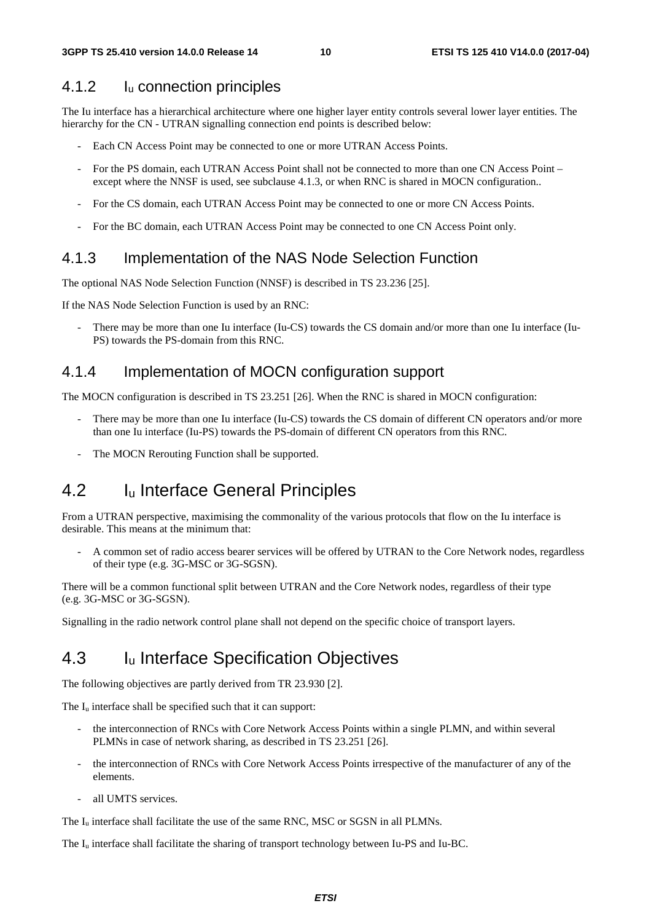### 4.1.2 $I_u$ connection principles

The Iu interface has a hierarchical architecture where one higher layer entity controls several lower layer entities. The hierarchy for the CN - UTRAN signalling connection end points is described below:

- Each CN Access Point may be connected to one or more UTRAN Access Points.
- For the PS domain, each UTRAN Access Point shall not be connected to more than one CN Access Point – except where the NNSF is used, see subclause 4.1.3, or when RNC is shared in MOCN configuration..
- For the CS domain, each UTRAN Access Point may be connected to one or more CN Access Points.
- For the BC domain, each UTRAN Access Point may be connected to one CN Access Point only.

### 4.1.3 Implementation of the NAS Node Selection Function

The optional NAS Node Selection Function (NNSF) is described in TS 23.236 [25].

If the NAS Node Selection Function is used by an RNC:

- There may be more than one Iu interface (Iu-CS) towards the CS domain and/or more than one Iu interface (Iu-PS) towards the PS-domain from this RNC.

### 4.1.4 Implementation of MOCN configuration support

The MOCN configuration is described in TS 23.251 [26]. When the RNC is shared in MOCN configuration:

- There may be more than one Iu interface (Iu-CS) towards the CS domain of different CN operators and/or more than one Iu interface (Iu-PS) towards the PS-domain of different CN operators from this RNC.
- The MOCN Rerouting Function shall be supported.

## 4.2 $I_u$ Interface General Principles

From a UTRAN perspective, maximising the commonality of the various protocols that flow on the Iu interface is desirable. This means at the minimum that:

- A common set of radio access bearer services will be offered by UTRAN to the Core Network nodes, regardless of their type (e.g. 3G-MSC or 3G-SGSN).

There will be a common functional split between UTRAN and the Core Network nodes, regardless of their type (e.g. 3G-MSC or 3G-SGSN).

Signalling in the radio network control plane shall not depend on the specific choice of transport layers.

## 4.3 $I_u$ Interface Specification Objectives

The following objectives are partly derived from TR 23.930 [2].

The $I_u$ interface shall be specified such that it can support:

- the interconnection of RNCs with Core Network Access Points within a single PLMN, and within several PLMNs in case of network sharing, as described in TS 23.251 [26].
- the interconnection of RNCs with Core Network Access Points irrespective of the manufacturer of any of the elements.
- all UMTS services.

The $I_u$ interface shall facilitate the use of the same RNC, MSC or SGSN in all PLMNs.

The $I_u$ interface shall facilitate the sharing of transport technology between Iu-PS and Iu-BC.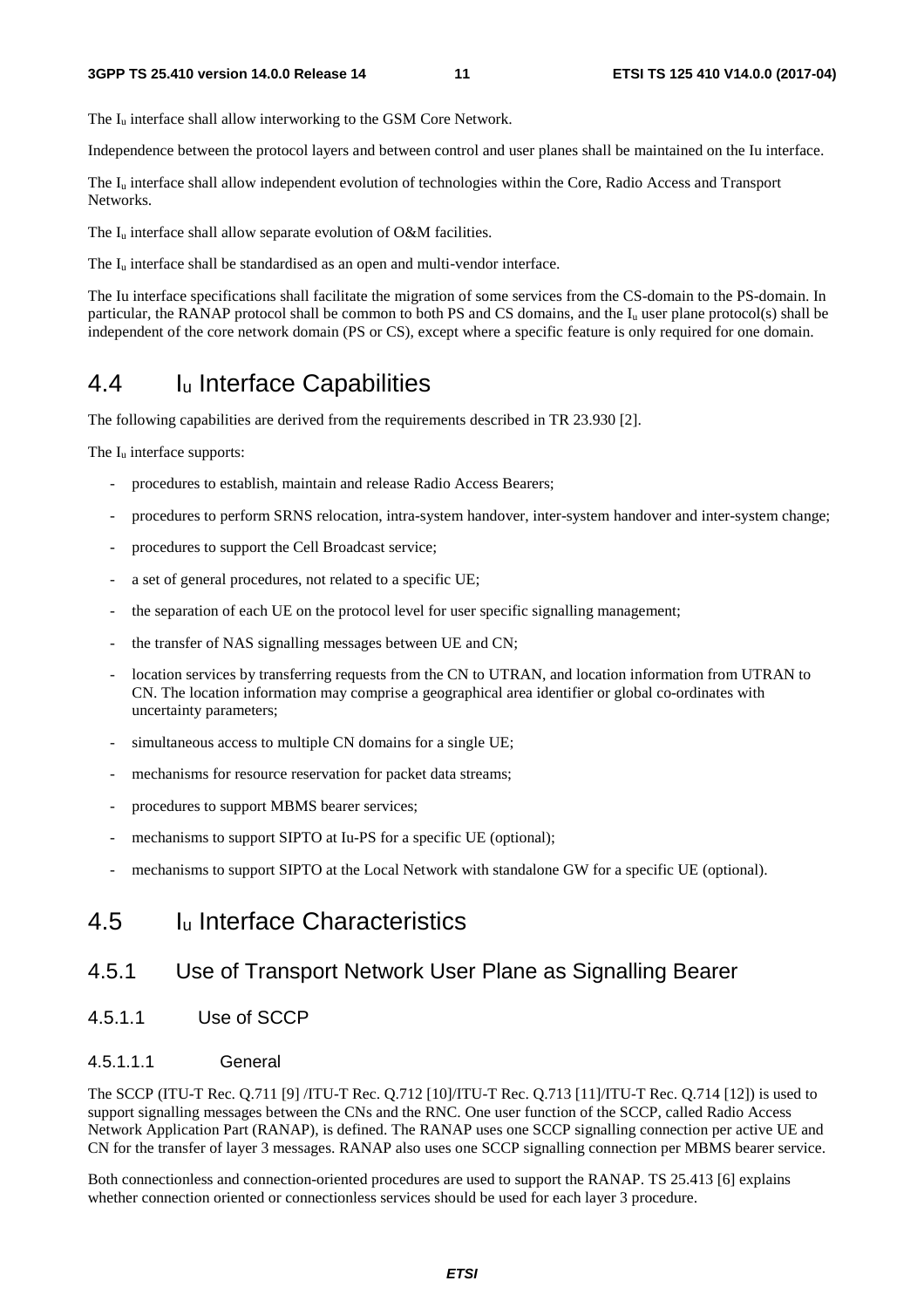The $I_u$ interface shall allow interworking to the GSM Core Network.

Independence between the protocol layers and between control and user planes shall be maintained on the Iu interface.

The $I_u$ interface shall allow independent evolution of technologies within the Core, Radio Access and Transport Networks.

The $I_u$ interface shall allow separate evolution of O&M facilities.

The $I_u$ interface shall be standardised as an open and multi-vendor interface.

The Iu interface specifications shall facilitate the migration of some services from the CS-domain to the PS-domain. In particular, the RANAP protocol shall be common to both PS and CS domains, and the $I_u$ user plane protocol(s) shall be independent of the core network domain (PS or CS), except where a specific feature is only required for one domain.

## 4.4 $I_u$ Interface Capabilities

The following capabilities are derived from the requirements described in TR 23.930 [2].

The $I_u$ interface supports:

- procedures to establish, maintain and release Radio Access Bearers;
- procedures to perform SRNS relocation, intra-system handover, inter-system handover and inter-system change;
- procedures to support the Cell Broadcast service;
- a set of general procedures, not related to a specific UE;
- the separation of each UE on the protocol level for user specific signalling management;
- the transfer of NAS signalling messages between UE and CN;
- location services by transferring requests from the CN to UTRAN, and location information from UTRAN to CN. The location information may comprise a geographical area identifier or global co-ordinates with uncertainty parameters;
- simultaneous access to multiple CN domains for a single UE;
- mechanisms for resource reservation for packet data streams;
- procedures to support MBMS bearer services;
- mechanisms to support SIPTO at Iu-PS for a specific UE (optional);
- mechanisms to support SIPTO at the Local Network with standalone GW for a specific UE (optional).

## 4.5 $I_u$ Interface Characteristics

### 4.5.1 Use of Transport Network User Plane as Signalling Bearer

#### 4.5.1.1 Use of SCCP

##### 4.5.1.1.1 General

The SCCP (ITU-T Rec. Q.711 [9] /ITU-T Rec. Q.712 [10]/ITU-T Rec. Q.713 [11]/ITU-T Rec. Q.714 [12]) is used to support signalling messages between the CNs and the RNC. One user function of the SCCP, called Radio Access Network Application Part (RANAP), is defined. The RANAP uses one SCCP signalling connection per active UE and CN for the transfer of layer 3 messages. RANAP also uses one SCCP signalling connection per MBMS bearer service.

Both connectionless and connection-oriented procedures are used to support the RANAP. TS 25.413 [6] explains whether connection oriented or connectionless services should be used for each layer 3 procedure.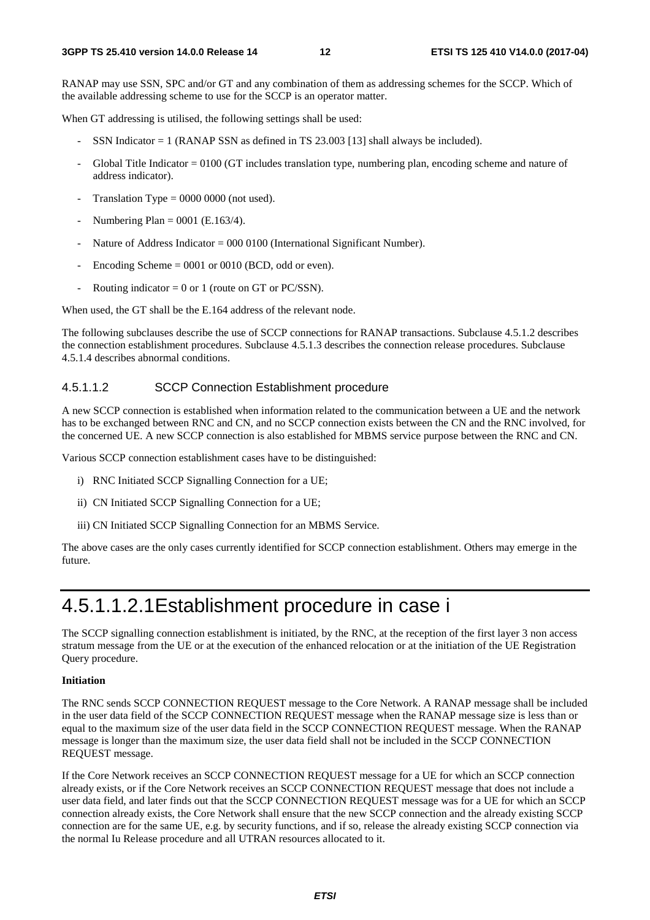RANAP may use SSN, SPC and/or GT and any combination of them as addressing schemes for the SCCP. Which of the available addressing scheme to use for the SCCP is an operator matter.

When GT addressing is utilised, the following settings shall be used:

- SSN Indicator = 1 (RANAP SSN as defined in TS 23.003 [13] shall always be included).
- Global Title Indicator = 0100 (GT includes translation type, numbering plan, encoding scheme and nature of address indicator).
- Translation Type = 0000 0000 (not used).
- Numbering Plan = 0001 (E.163/4).
- Nature of Address Indicator = 000 0100 (International Significant Number).
- Encoding Scheme = 0001 or 0010 (BCD, odd or even).
- Routing indicator = 0 or 1 (route on GT or PC/SSN).

When used, the GT shall be the E.164 address of the relevant node.

The following subclauses describe the use of SCCP connections for RANAP transactions. Subclause 4.5.1.2 describes the connection establishment procedures. Subclause 4.5.1.3 describes the connection release procedures. Subclause 4.5.1.4 describes abnormal conditions.

#### 4.5.1.1.2 SCCP Connection Establishment procedure

A new SCCP connection is established when information related to the communication between a UE and the network has to be exchanged between RNC and CN, and no SCCP connection exists between the CN and the RNC involved, for the concerned UE. A new SCCP connection is also established for MBMS service purpose between the RNC and CN.

Various SCCP connection establishment cases have to be distinguished:

i) RNC Initiated SCCP Signalling Connection for a UE;

ii) CN Initiated SCCP Signalling Connection for a UE;

iii) CN Initiated SCCP Signalling Connection for an MBMS Service.

The above cases are the only cases currently identified for SCCP connection establishment. Others may emerge in the future.

# 4.5.1.1.2.1 Establishment procedure in case i

The SCCP signalling connection establishment is initiated, by the RNC, at the reception of the first layer 3 non access stratum message from the UE or at the execution of the enhanced relocation or at the initiation of the UE Registration Query procedure.

**Initiation**

The RNC sends SCCP CONNECTION REQUEST message to the Core Network. A RANAP message shall be included in the user data field of the SCCP CONNECTION REQUEST message when the RANAP message size is less than or equal to the maximum size of the user data field in the SCCP CONNECTION REQUEST message. When the RANAP message is longer than the maximum size, the user data field shall not be included in the SCCP CONNECTION REQUEST message.

If the Core Network receives an SCCP CONNECTION REQUEST message for a UE for which an SCCP connection already exists, or if the Core Network receives an SCCP CONNECTION REQUEST message that does not include a user data field, and later finds out that the SCCP CONNECTION REQUEST message was for a UE for which an SCCP connection already exists, the Core Network shall ensure that the new SCCP connection and the already existing SCCP connection are for the same UE, e.g. by security functions, and if so, release the already existing SCCP connection via the normal Iu Release procedure and all UTRAN resources allocated to it.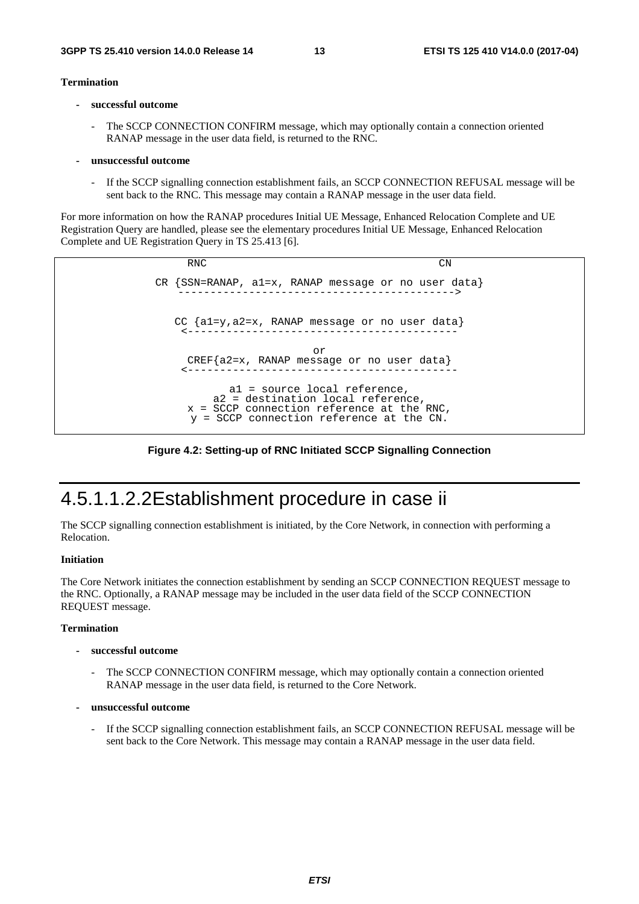**Termination**

- **successful outcome**
  - The SCCP CONNECTION CONFIRM message, which may optionally contain a connection oriented RANAP message in the user data field, is returned to the RNC.
- **unsuccessful outcome**
  - If the SCCP signalling connection establishment fails, an SCCP CONNECTION REFUSAL message will be sent back to the RNC. This message may contain a RANAP message in the user data field.

For more information on how the RANAP procedures Initial UE Message, Enhanced Relocation Complete and UE Registration Query are handled, please see the elementary procedures Initial UE Message, Enhanced Relocation Complete and UE Registration Query in TS 25.413 [6].

```
           RNC                                         CN

        CR {SSN=RANAP, a1=x, RANAP message or no user data}
           ------------------------------------------->


           CC {a1=y,a2=x, RANAP message or no user data}
           <-------------------------------------------

                                  or
            CREF{a2=x, RANAP message or no user data}
           <-------------------------------------------

                     a1 = source local reference,
                  a2 = destination local reference,
              x = SCCP connection reference at the RNC,
               y = SCCP connection reference at the CN.
```

**Figure 4.2: Setting-up of RNC Initiated SCCP Signalling Connection**

# 4.5.1.1.2.2 Establishment procedure in case ii

The SCCP signalling connection establishment is initiated, by the Core Network, in connection with performing a Relocation.

**Initiation**

The Core Network initiates the connection establishment by sending an SCCP CONNECTION REQUEST message to the RNC. Optionally, a RANAP message may be included in the user data field of the SCCP CONNECTION REQUEST message.

**Termination**

- **successful outcome**
  - The SCCP CONNECTION CONFIRM message, which may optionally contain a connection oriented RANAP message in the user data field, is returned to the Core Network.
- **unsuccessful outcome**
  - If the SCCP signalling connection establishment fails, an SCCP CONNECTION REFUSAL message will be sent back to the Core Network. This message may contain a RANAP message in the user data field.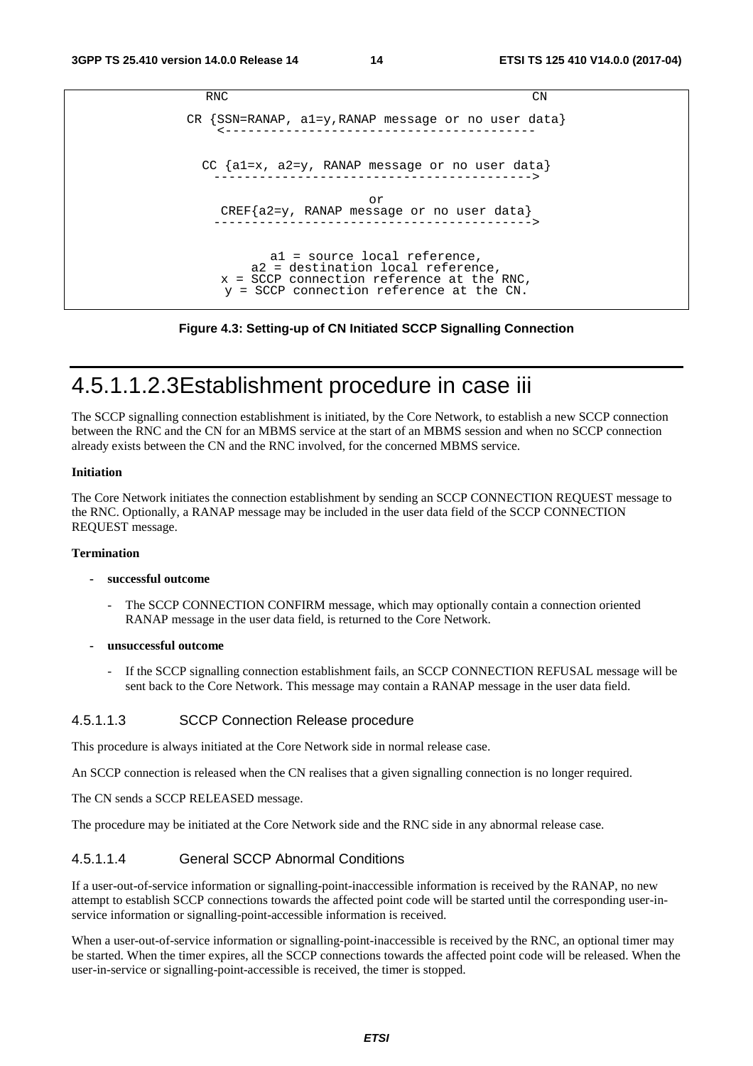```
RNC                                              CN

 CR {SSN=RANAP, a1=y,RANAP message or no user data}
    <-----------------------------------------

   CC {a1=x, a2=y, RANAP message or no user data}
    ----------------------------------------->

                          or
     CREF{a2=y, RANAP message or no user data}
    ----------------------------------------->

              a1 = source local reference,
            a2 = destination local reference,
       x = SCCP connection reference at the RNC,
        y = SCCP connection reference at the CN.
```

**Figure 4.3: Setting-up of CN Initiated SCCP Signalling Connection**

# 4.5.1.1.2.3 Establishment procedure in case iii

The SCCP signalling connection establishment is initiated, by the Core Network, to establish a new SCCP connection between the RNC and the CN for an MBMS service at the start of an MBMS session and when no SCCP connection already exists between the CN and the RNC involved, for the concerned MBMS service.

**Initiation**

The Core Network initiates the connection establishment by sending an SCCP CONNECTION REQUEST message to the RNC. Optionally, a RANAP message may be included in the user data field of the SCCP CONNECTION REQUEST message.

**Termination**

- **successful outcome**
  - The SCCP CONNECTION CONFIRM message, which may optionally contain a connection oriented RANAP message in the user data field, is returned to the Core Network.
- **unsuccessful outcome**
  - If the SCCP signalling connection establishment fails, an SCCP CONNECTION REFUSAL message will be sent back to the Core Network. This message may contain a RANAP message in the user data field.

### 4.5.1.1.3 SCCP Connection Release procedure

This procedure is always initiated at the Core Network side in normal release case.

An SCCP connection is released when the CN realises that a given signalling connection is no longer required.

The CN sends a SCCP RELEASED message.

The procedure may be initiated at the Core Network side and the RNC side in any abnormal release case.

### 4.5.1.1.4 General SCCP Abnormal Conditions

If a user-out-of-service information or signalling-point-inaccessible information is received by the RANAP, no new attempt to establish SCCP connections towards the affected point code will be started until the corresponding user-in-service information or signalling-point-accessible information is received.

When a user-out-of-service information or signalling-point-inaccessible is received by the RNC, an optional timer may be started. When the timer expires, all the SCCP connections towards the affected point code will be released. When the user-in-service or signalling-point-accessible is received, the timer is stopped.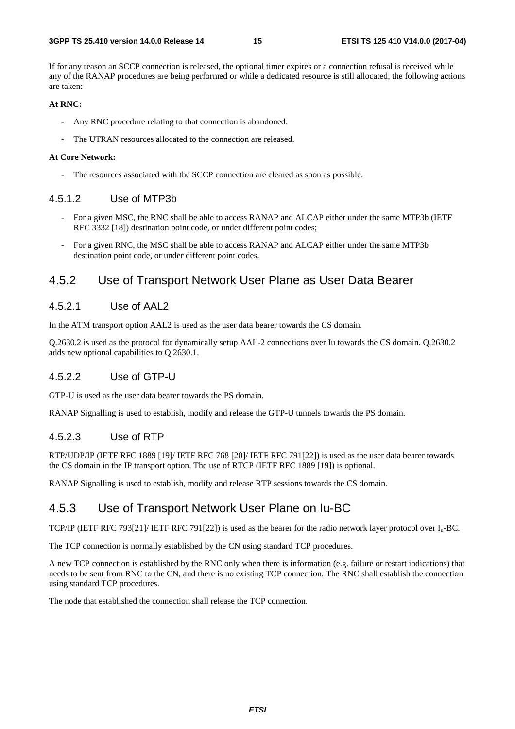If for any reason an SCCP connection is released, the optional timer expires or a connection refusal is received while any of the RANAP procedures are being performed or while a dedicated resource is still allocated, the following actions are taken:

**At RNC:**

- Any RNC procedure relating to that connection is abandoned.
- The UTRAN resources allocated to the connection are released.

**At Core Network:**

- The resources associated with the SCCP connection are cleared as soon as possible.

#### 4.5.1.2 Use of MTP3b

- For a given MSC, the RNC shall be able to access RANAP and ALCAP either under the same MTP3b (IETF RFC 3332 [18]) destination point code, or under different point codes;
- For a given RNC, the MSC shall be able to access RANAP and ALCAP either under the same MTP3b destination point code, or under different point codes.

### 4.5.2 Use of Transport Network User Plane as User Data Bearer

#### 4.5.2.1 Use of AAL2

In the ATM transport option AAL2 is used as the user data bearer towards the CS domain.

Q.2630.2 is used as the protocol for dynamically setup AAL-2 connections over Iu towards the CS domain. Q.2630.2 adds new optional capabilities to Q.2630.1.

#### 4.5.2.2 Use of GTP-U

GTP-U is used as the user data bearer towards the PS domain.

RANAP Signalling is used to establish, modify and release the GTP-U tunnels towards the PS domain.

#### 4.5.2.3 Use of RTP

RTP/UDP/IP (IETF RFC 1889 [19]/ IETF RFC 768 [20]/ IETF RFC 791[22]) is used as the user data bearer towards the CS domain in the IP transport option. The use of RTCP (IETF RFC 1889 [19]) is optional.

RANAP Signalling is used to establish, modify and release RTP sessions towards the CS domain.

### 4.5.3 Use of Transport Network User Plane on Iu-BC

TCP/IP (IETF RFC 793[21]/ IETF RFC 791[22]) is used as the bearer for the radio network layer protocol over $I_u$-BC.

The TCP connection is normally established by the CN using standard TCP procedures.

A new TCP connection is established by the RNC only when there is information (e.g. failure or restart indications) that needs to be sent from RNC to the CN, and there is no existing TCP connection. The RNC shall establish the connection using standard TCP procedures.

The node that established the connection shall release the TCP connection.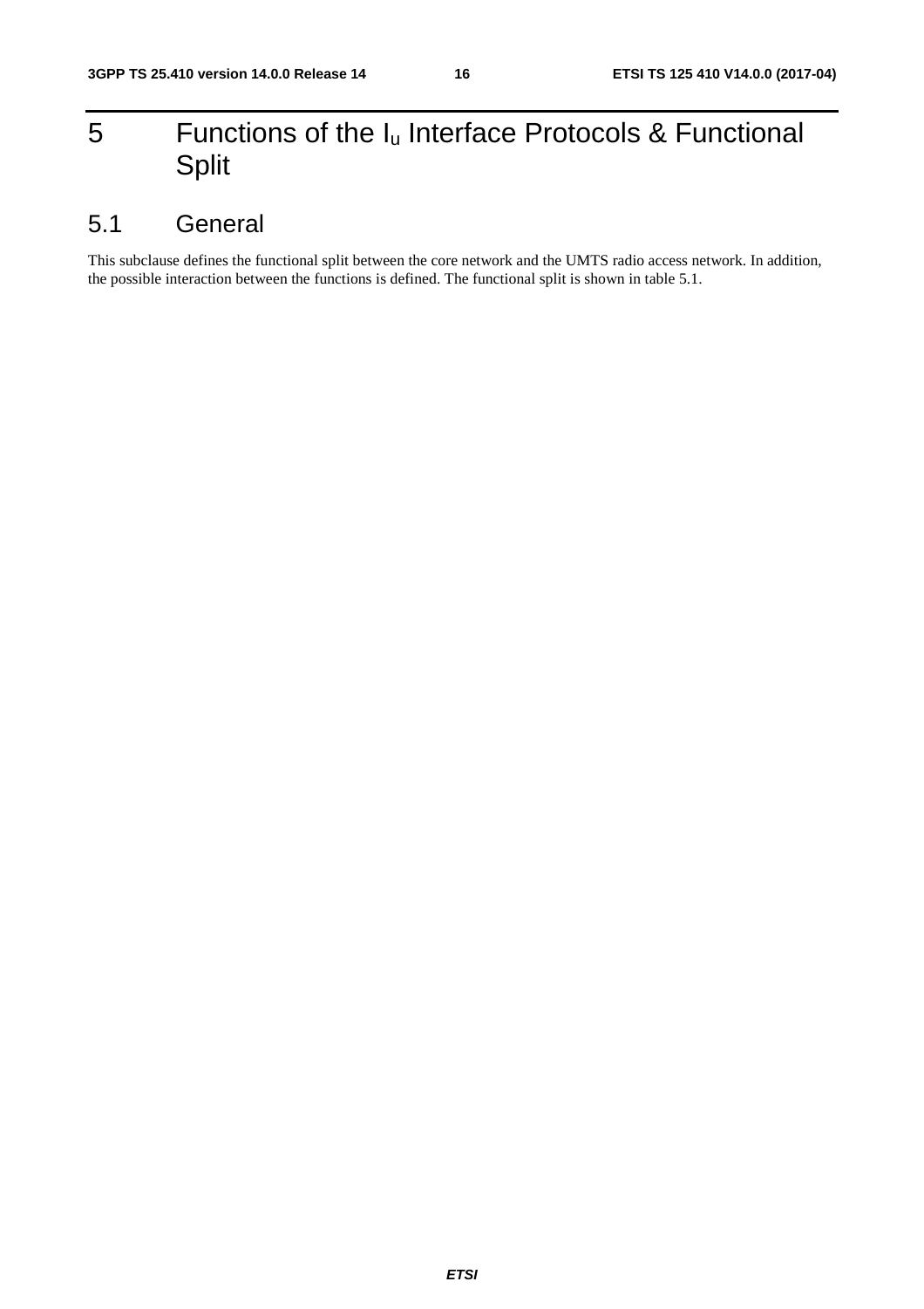# 5 Functions of the $I_u$ Interface Protocols & Functional Split

## 5.1 General

This subclause defines the functional split between the core network and the UMTS radio access network. In addition, the possible interaction between the functions is defined. The functional split is shown in table 5.1.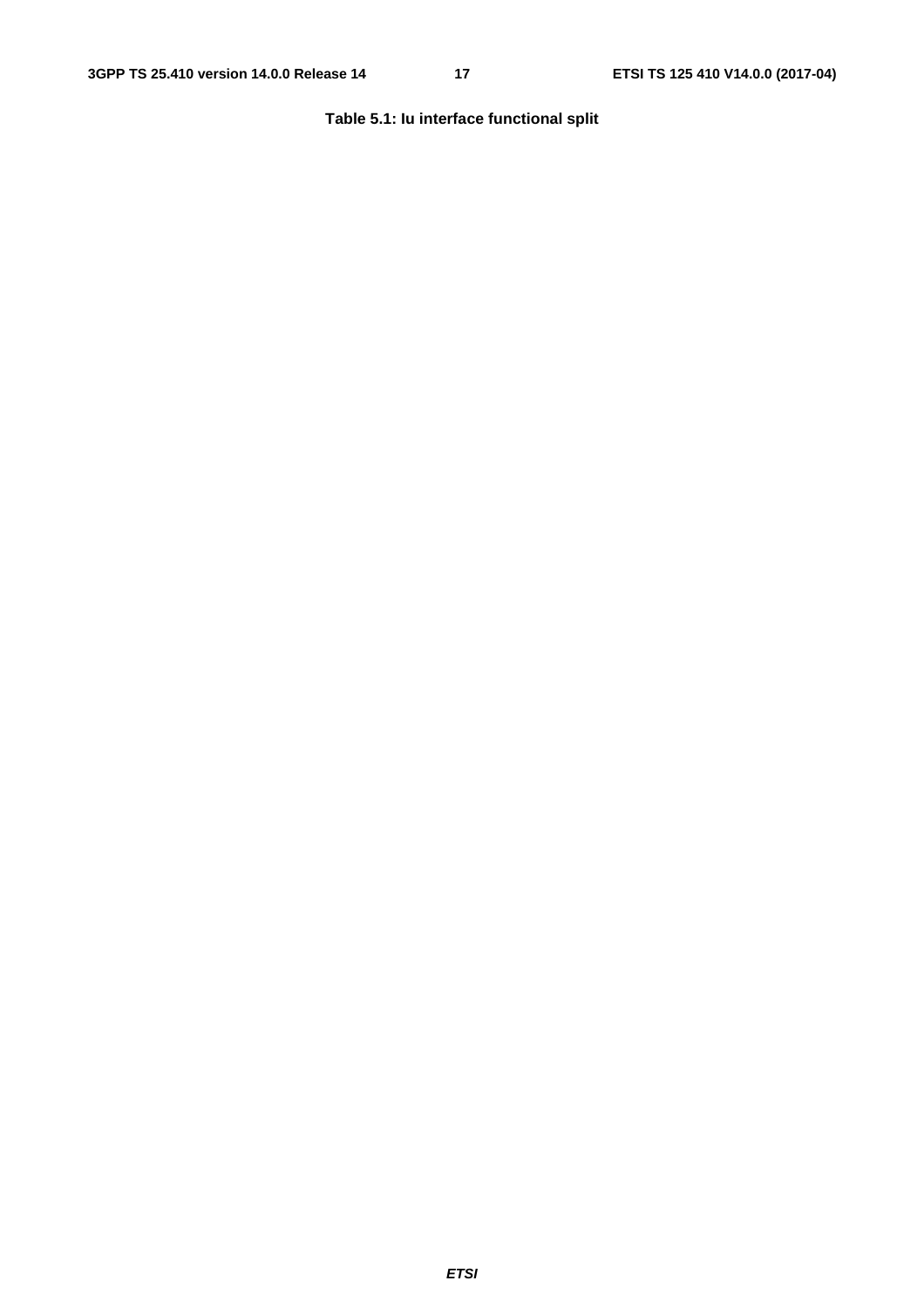**Table 5.1: Iu interface functional split**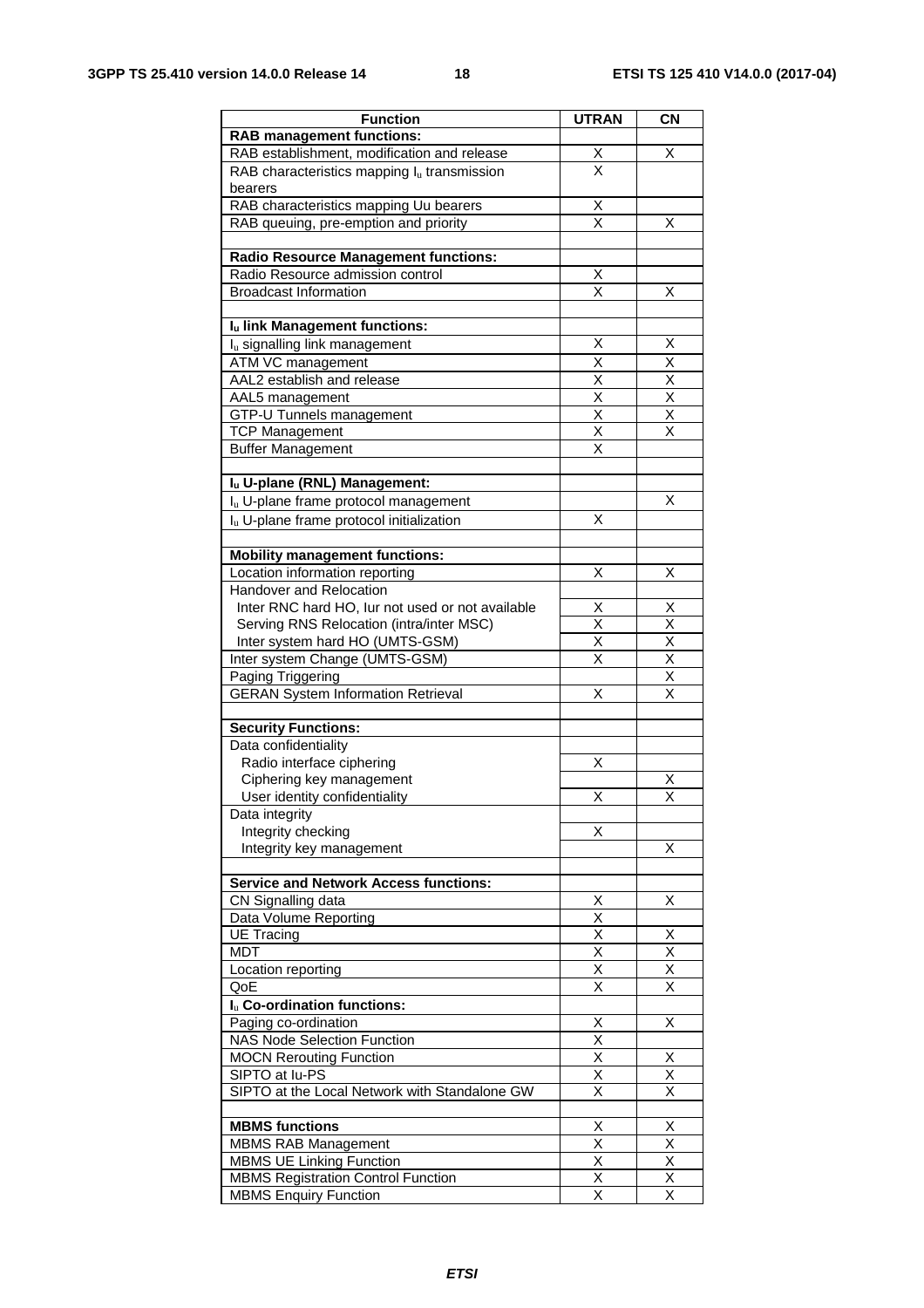| Function | UTRAN | CN |
|---|---|---|
| **RAB management functions:** | | |
| RAB establishment, modification and release | X | X |
| RAB characteristics mapping $I_u$ transmission bearers | X | |
| RAB characteristics mapping Uu bearers | X | |
| RAB queuing, pre-emption and priority | X | X |
| | | |
| **Radio Resource Management functions:** | | |
| Radio Resource admission control | X | |
| Broadcast Information | X | X |
| | | |
| **$I_u$ link Management functions:** | | |
| $I_u$ signalling link management | X | X |
| ATM VC management | X | X |
| AAL2 establish and release | X | X |
| AAL5 management | X | X |
| GTP-U Tunnels management | X | X |
| TCP Management | X | X |
| Buffer Management | X | |
| | | |
| **$I_u$ U-plane (RNL) Management:** | | |
| $I_u$ U-plane frame protocol management | | X |
| $I_u$ U-plane frame protocol initialization | X | |
| | | |
| **Mobility management functions:** | | |
| Location information reporting | X | X |
| Handover and Relocation | | |
| Inter RNC hard HO, Iur not used or not available | X | X |
| Serving RNS Relocation (intra/inter MSC) | X | X |
| Inter system hard HO (UMTS-GSM) | X | X |
| Inter system Change (UMTS-GSM) | X | X |
| Paging Triggering | | X |
| GERAN System Information Retrieval | X | X |
| | | |
| **Security Functions:** | | |
| Data confidentiality | | |
| Radio interface ciphering | X | |
| Ciphering key management | | X |
| User identity confidentiality | X | X |
| Data integrity | | |
| Integrity checking | X | |
| Integrity key management | | X |
| | | |
| **Service and Network Access functions:** | | |
| CN Signalling data | X | X |
| Data Volume Reporting | X | |
| UE Tracing | X | X |
| MDT | X | X |
| Location reporting | X | X |
| QoE | X | X |
| **$I_u$ Co-ordination functions:** | | |
| Paging co-ordination | X | X |
| NAS Node Selection Function | X | |
| MOCN Rerouting Function | X | X |
| SIPTO at Iu-PS | X | X |
| SIPTO at the Local Network with Standalone GW | X | X |
| | | |
| **MBMS functions** | X | X |
| MBMS RAB Management | X | X |
| MBMS UE Linking Function | X | X |
| MBMS Registration Control Function | X | X |
| MBMS Enquiry Function | X | X |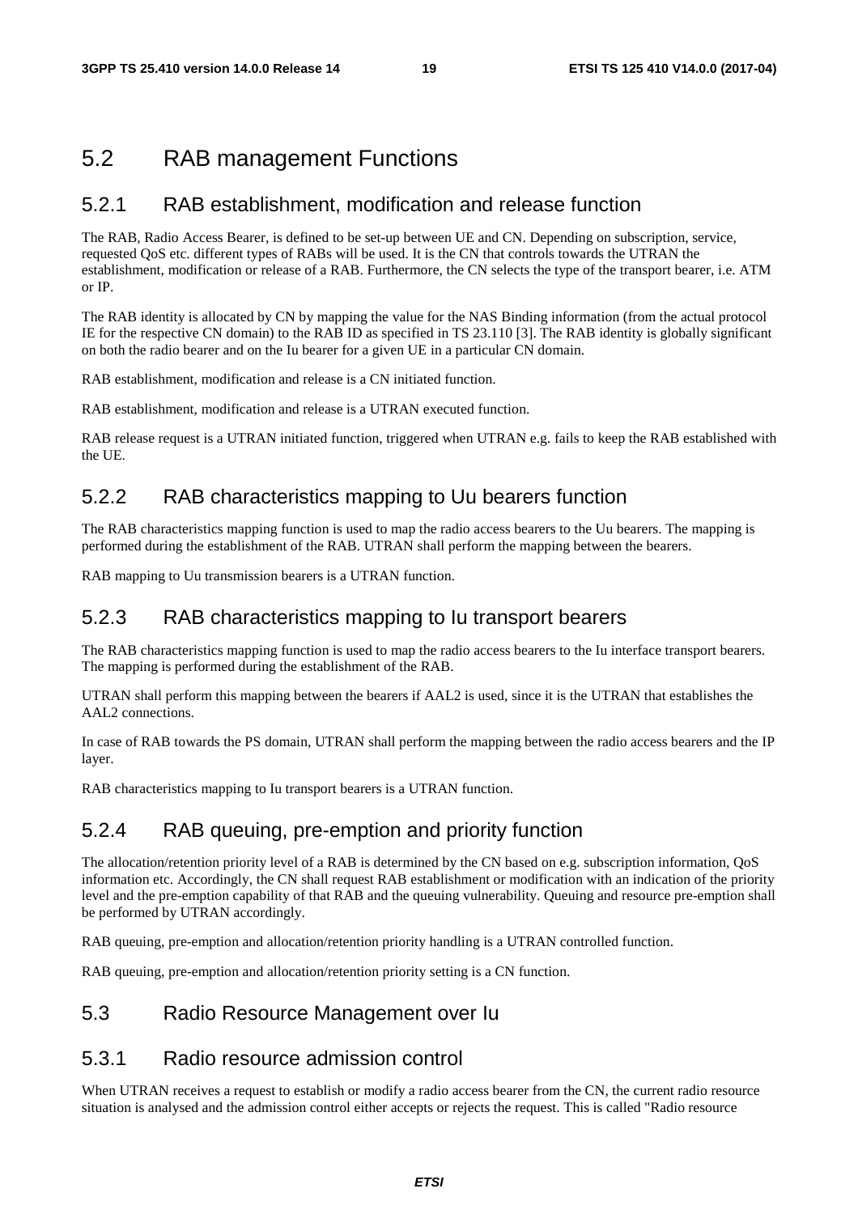## 5.2 RAB management Functions

### 5.2.1 RAB establishment, modification and release function

The RAB, Radio Access Bearer, is defined to be set-up between UE and CN. Depending on subscription, service, requested QoS etc. different types of RABs will be used. It is the CN that controls towards the UTRAN the establishment, modification or release of a RAB. Furthermore, the CN selects the type of the transport bearer, i.e. ATM or IP.

The RAB identity is allocated by CN by mapping the value for the NAS Binding information (from the actual protocol IE for the respective CN domain) to the RAB ID as specified in TS 23.110 [3]. The RAB identity is globally significant on both the radio bearer and on the Iu bearer for a given UE in a particular CN domain.

RAB establishment, modification and release is a CN initiated function.

RAB establishment, modification and release is a UTRAN executed function.

RAB release request is a UTRAN initiated function, triggered when UTRAN e.g. fails to keep the RAB established with the UE.

### 5.2.2 RAB characteristics mapping to Uu bearers function

The RAB characteristics mapping function is used to map the radio access bearers to the Uu bearers. The mapping is performed during the establishment of the RAB. UTRAN shall perform the mapping between the bearers.

RAB mapping to Uu transmission bearers is a UTRAN function.

### 5.2.3 RAB characteristics mapping to Iu transport bearers

The RAB characteristics mapping function is used to map the radio access bearers to the Iu interface transport bearers. The mapping is performed during the establishment of the RAB.

UTRAN shall perform this mapping between the bearers if AAL2 is used, since it is the UTRAN that establishes the AAL2 connections.

In case of RAB towards the PS domain, UTRAN shall perform the mapping between the radio access bearers and the IP layer.

RAB characteristics mapping to Iu transport bearers is a UTRAN function.

### 5.2.4 RAB queuing, pre-emption and priority function

The allocation/retention priority level of a RAB is determined by the CN based on e.g. subscription information, QoS information etc. Accordingly, the CN shall request RAB establishment or modification with an indication of the priority level and the pre-emption capability of that RAB and the queuing vulnerability. Queuing and resource pre-emption shall be performed by UTRAN accordingly.

RAB queuing, pre-emption and allocation/retention priority handling is a UTRAN controlled function.

RAB queuing, pre-emption and allocation/retention priority setting is a CN function.

## 5.3 Radio Resource Management over Iu

### 5.3.1 Radio resource admission control

When UTRAN receives a request to establish or modify a radio access bearer from the CN, the current radio resource situation is analysed and the admission control either accepts or rejects the request. This is called "Radio resource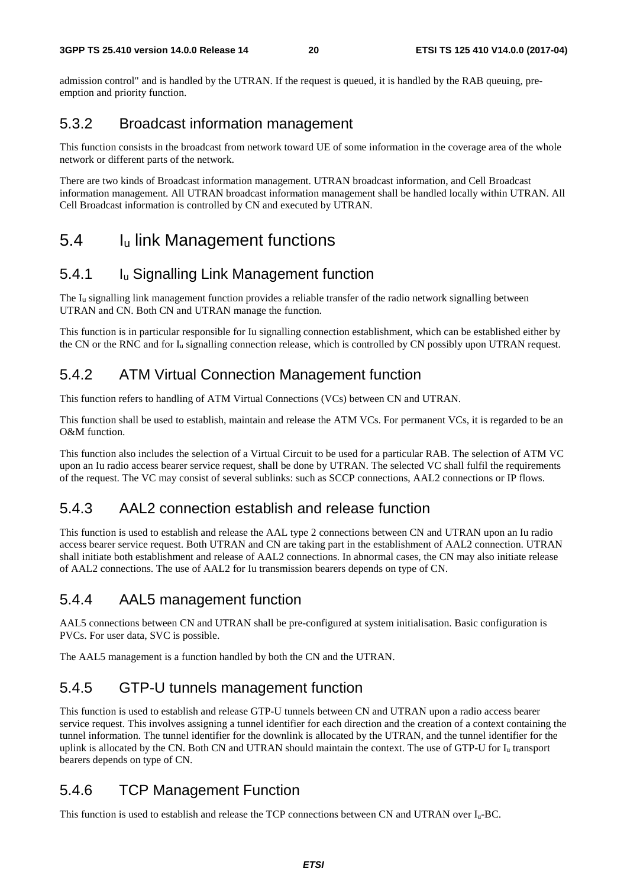admission control" and is handled by the UTRAN. If the request is queued, it is handled by the RAB queuing, pre-emption and priority function.

### 5.3.2 Broadcast information management

This function consists in the broadcast from network toward UE of some information in the coverage area of the whole network or different parts of the network.

There are two kinds of Broadcast information management. UTRAN broadcast information, and Cell Broadcast information management. All UTRAN broadcast information management shall be handled locally within UTRAN. All Cell Broadcast information is controlled by CN and executed by UTRAN.

## 5.4 $I_u$ link Management functions

### 5.4.1 $I_u$ Signalling Link Management function

The $I_u$ signalling link management function provides a reliable transfer of the radio network signalling between UTRAN and CN. Both CN and UTRAN manage the function.

This function is in particular responsible for Iu signalling connection establishment, which can be established either by the CN or the RNC and for $I_u$ signalling connection release, which is controlled by CN possibly upon UTRAN request.

### 5.4.2 ATM Virtual Connection Management function

This function refers to handling of ATM Virtual Connections (VCs) between CN and UTRAN.

This function shall be used to establish, maintain and release the ATM VCs. For permanent VCs, it is regarded to be an O&M function.

This function also includes the selection of a Virtual Circuit to be used for a particular RAB. The selection of ATM VC upon an Iu radio access bearer service request, shall be done by UTRAN. The selected VC shall fulfil the requirements of the request. The VC may consist of several sublinks: such as SCCP connections, AAL2 connections or IP flows.

### 5.4.3 AAL2 connection establish and release function

This function is used to establish and release the AAL type 2 connections between CN and UTRAN upon an Iu radio access bearer service request. Both UTRAN and CN are taking part in the establishment of AAL2 connection. UTRAN shall initiate both establishment and release of AAL2 connections. In abnormal cases, the CN may also initiate release of AAL2 connections. The use of AAL2 for Iu transmission bearers depends on type of CN.

### 5.4.4 AAL5 management function

AAL5 connections between CN and UTRAN shall be pre-configured at system initialisation. Basic configuration is PVCs. For user data, SVC is possible.

The AAL5 management is a function handled by both the CN and the UTRAN.

### 5.4.5 GTP-U tunnels management function

This function is used to establish and release GTP-U tunnels between CN and UTRAN upon a radio access bearer service request. This involves assigning a tunnel identifier for each direction and the creation of a context containing the tunnel information. The tunnel identifier for the downlink is allocated by the UTRAN, and the tunnel identifier for the uplink is allocated by the CN. Both CN and UTRAN should maintain the context. The use of GTP-U for $I_u$ transport bearers depends on type of CN.

### 5.4.6 TCP Management Function

This function is used to establish and release the TCP connections between CN and UTRAN over $I_u$-BC.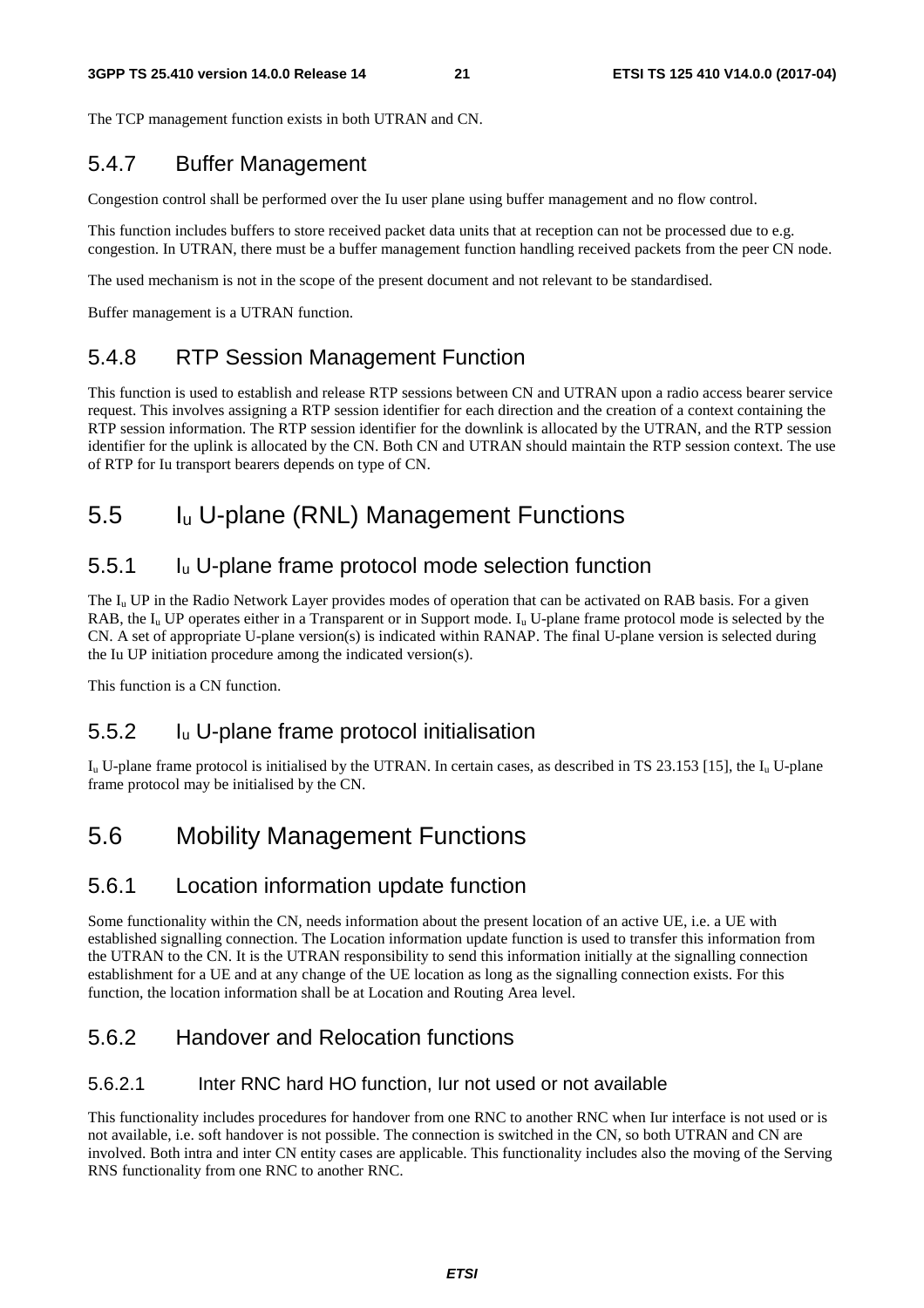The TCP management function exists in both UTRAN and CN.

### 5.4.7 Buffer Management

Congestion control shall be performed over the Iu user plane using buffer management and no flow control.

This function includes buffers to store received packet data units that at reception can not be processed due to e.g. congestion. In UTRAN, there must be a buffer management function handling received packets from the peer CN node.

The used mechanism is not in the scope of the present document and not relevant to be standardised.

Buffer management is a UTRAN function.

### 5.4.8 RTP Session Management Function

This function is used to establish and release RTP sessions between CN and UTRAN upon a radio access bearer service request. This involves assigning a RTP session identifier for each direction and the creation of a context containing the RTP session information. The RTP session identifier for the downlink is allocated by the UTRAN, and the RTP session identifier for the uplink is allocated by the CN. Both CN and UTRAN should maintain the RTP session context. The use of RTP for Iu transport bearers depends on type of CN.

## 5.5 $I_u$ U-plane (RNL) Management Functions

### 5.5.1 $I_u$ U-plane frame protocol mode selection function

The $I_u$ UP in the Radio Network Layer provides modes of operation that can be activated on RAB basis. For a given RAB, the $I_u$ UP operates either in a Transparent or in Support mode. $I_u$ U-plane frame protocol mode is selected by the CN. A set of appropriate U-plane version(s) is indicated within RANAP. The final U-plane version is selected during the Iu UP initiation procedure among the indicated version(s).

This function is a CN function.

### 5.5.2 $I_u$ U-plane frame protocol initialisation

$I_u$ U-plane frame protocol is initialised by the UTRAN. In certain cases, as described in TS 23.153 [15], the $I_u$ U-plane frame protocol may be initialised by the CN.

## 5.6 Mobility Management Functions

### 5.6.1 Location information update function

Some functionality within the CN, needs information about the present location of an active UE, i.e. a UE with established signalling connection. The Location information update function is used to transfer this information from the UTRAN to the CN. It is the UTRAN responsibility to send this information initially at the signalling connection establishment for a UE and at any change of the UE location as long as the signalling connection exists. For this function, the location information shall be at Location and Routing Area level.

### 5.6.2 Handover and Relocation functions

#### 5.6.2.1 Inter RNC hard HO function, Iur not used or not available

This functionality includes procedures for handover from one RNC to another RNC when Iur interface is not used or is not available, i.e. soft handover is not possible. The connection is switched in the CN, so both UTRAN and CN are involved. Both intra and inter CN entity cases are applicable. This functionality includes also the moving of the Serving RNS functionality from one RNC to another RNC.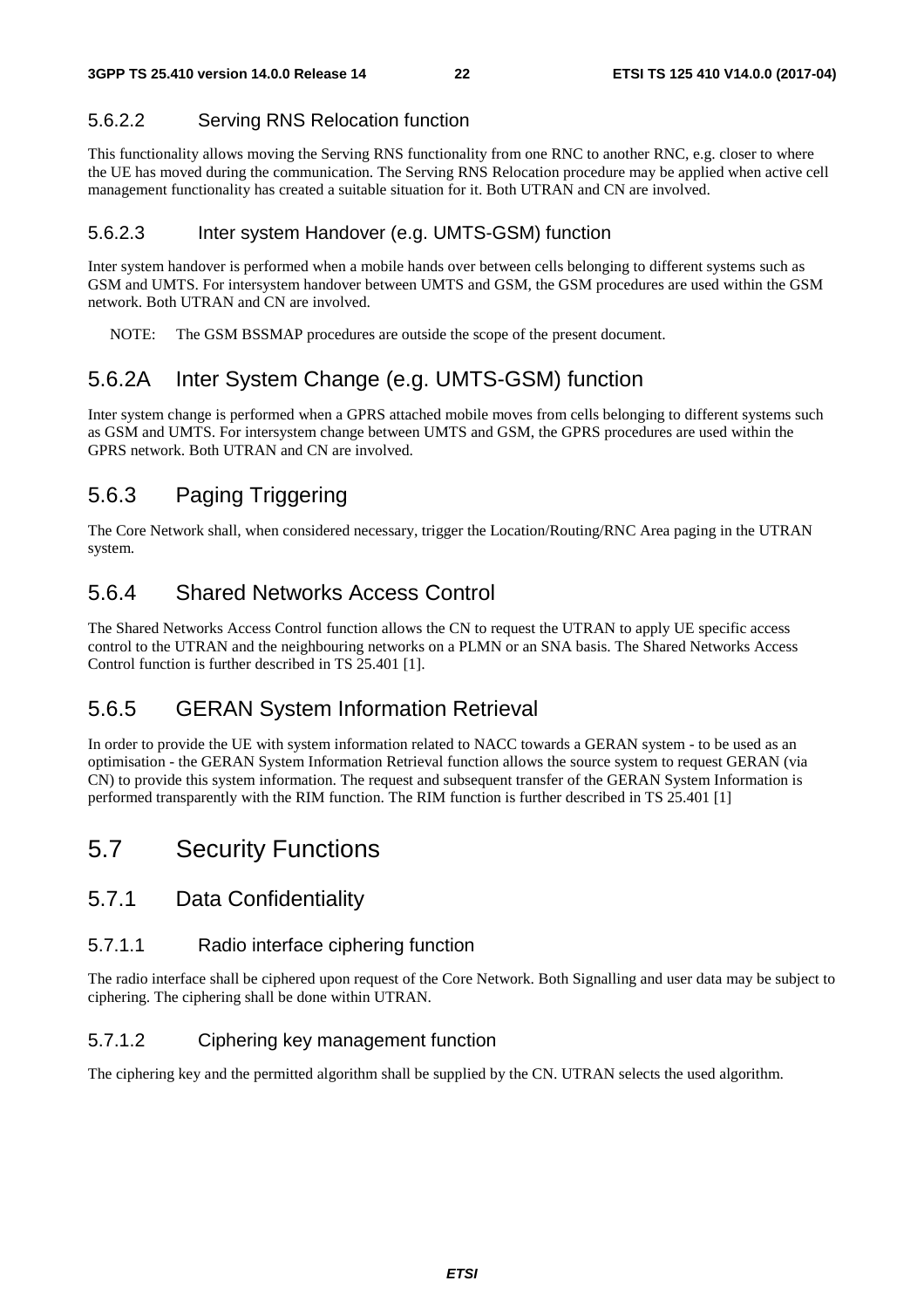#### 5.6.2.2 Serving RNS Relocation function

This functionality allows moving the Serving RNS functionality from one RNC to another RNC, e.g. closer to where the UE has moved during the communication. The Serving RNS Relocation procedure may be applied when active cell management functionality has created a suitable situation for it. Both UTRAN and CN are involved.

#### 5.6.2.3 Inter system Handover (e.g. UMTS-GSM) function

Inter system handover is performed when a mobile hands over between cells belonging to different systems such as GSM and UMTS. For intersystem handover between UMTS and GSM, the GSM procedures are used within the GSM network. Both UTRAN and CN are involved.

NOTE: The GSM BSSMAP procedures are outside the scope of the present document.

### 5.6.2A Inter System Change (e.g. UMTS-GSM) function

Inter system change is performed when a GPRS attached mobile moves from cells belonging to different systems such as GSM and UMTS. For intersystem change between UMTS and GSM, the GPRS procedures are used within the GPRS network. Both UTRAN and CN are involved.

### 5.6.3 Paging Triggering

The Core Network shall, when considered necessary, trigger the Location/Routing/RNC Area paging in the UTRAN system.

### 5.6.4 Shared Networks Access Control

The Shared Networks Access Control function allows the CN to request the UTRAN to apply UE specific access control to the UTRAN and the neighbouring networks on a PLMN or an SNA basis. The Shared Networks Access Control function is further described in TS 25.401 [1].

### 5.6.5 GERAN System Information Retrieval

In order to provide the UE with system information related to NACC towards a GERAN system - to be used as an optimisation - the GERAN System Information Retrieval function allows the source system to request GERAN (via CN) to provide this system information. The request and subsequent transfer of the GERAN System Information is performed transparently with the RIM function. The RIM function is further described in TS 25.401 [1]

## 5.7 Security Functions

### 5.7.1 Data Confidentiality

#### 5.7.1.1 Radio interface ciphering function

The radio interface shall be ciphered upon request of the Core Network. Both Signalling and user data may be subject to ciphering. The ciphering shall be done within UTRAN.

#### 5.7.1.2 Ciphering key management function

The ciphering key and the permitted algorithm shall be supplied by the CN. UTRAN selects the used algorithm.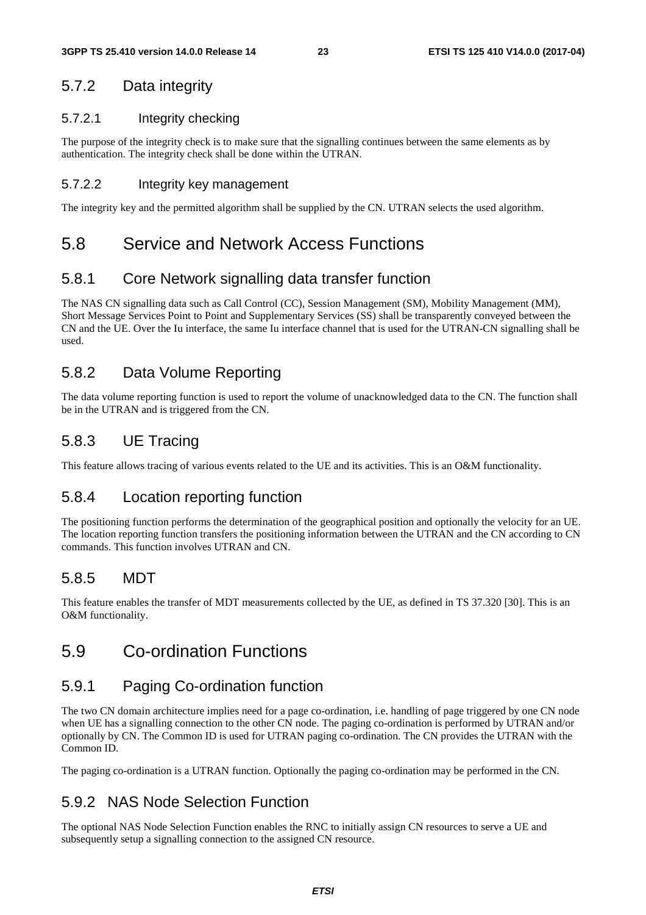### 5.7.2 Data integrity

#### 5.7.2.1 Integrity checking

The purpose of the integrity check is to make sure that the signalling continues between the same elements as by authentication. The integrity check shall be done within the UTRAN.

#### 5.7.2.2 Integrity key management

The integrity key and the permitted algorithm shall be supplied by the CN. UTRAN selects the used algorithm.

## 5.8 Service and Network Access Functions

### 5.8.1 Core Network signalling data transfer function

The NAS CN signalling data such as Call Control (CC), Session Management (SM), Mobility Management (MM), Short Message Services Point to Point and Supplementary Services (SS) shall be transparently conveyed between the CN and the UE. Over the Iu interface, the same Iu interface channel that is used for the UTRAN-CN signalling shall be used.

### 5.8.2 Data Volume Reporting

The data volume reporting function is used to report the volume of unacknowledged data to the CN. The function shall be in the UTRAN and is triggered from the CN.

### 5.8.3 UE Tracing

This feature allows tracing of various events related to the UE and its activities. This is an O&M functionality.

### 5.8.4 Location reporting function

The positioning function performs the determination of the geographical position and optionally the velocity for an UE. The location reporting function transfers the positioning information between the UTRAN and the CN according to CN commands. This function involves UTRAN and CN.

### 5.8.5 MDT

This feature enables the transfer of MDT measurements collected by the UE, as defined in TS 37.320 [30]. This is an O&M functionality.

## 5.9 Co-ordination Functions

### 5.9.1 Paging Co-ordination function

The two CN domain architecture implies need for a page co-ordination, i.e. handling of page triggered by one CN node when UE has a signalling connection to the other CN node. The paging co-ordination is performed by UTRAN and/or optionally by CN. The Common ID is used for UTRAN paging co-ordination. The CN provides the UTRAN with the Common ID.

The paging co-ordination is a UTRAN function. Optionally the paging co-ordination may be performed in the CN.

### 5.9.2 NAS Node Selection Function

The optional NAS Node Selection Function enables the RNC to initially assign CN resources to serve a UE and subsequently setup a signalling connection to the assigned CN resource.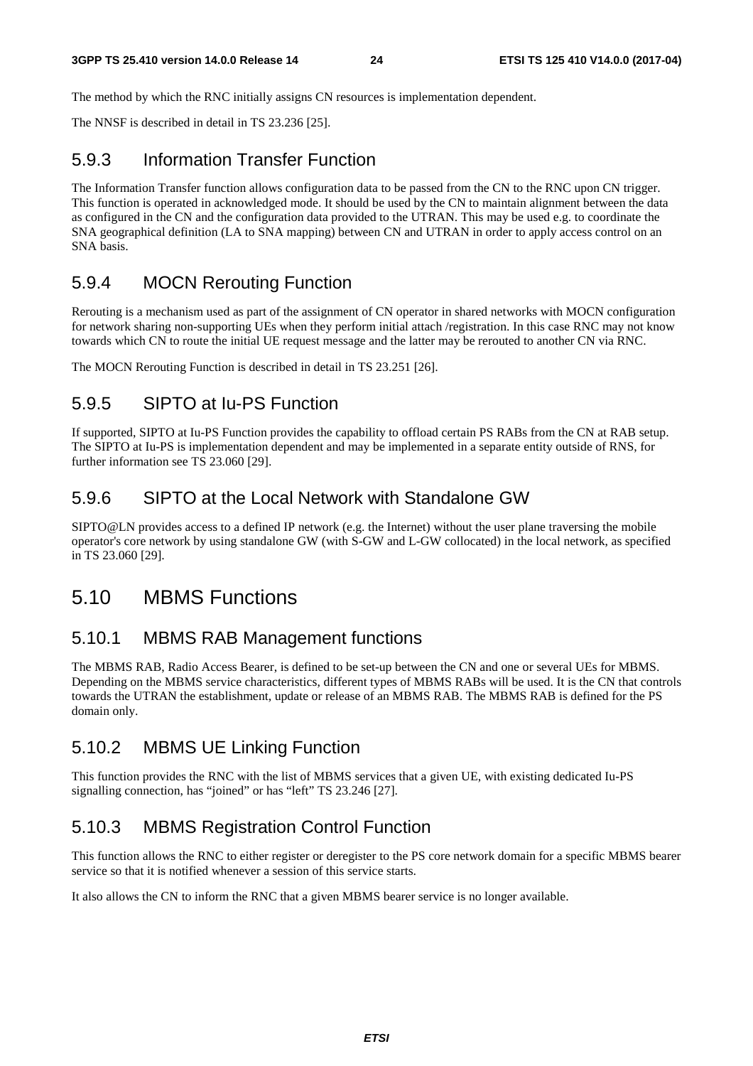The method by which the RNC initially assigns CN resources is implementation dependent.

The NNSF is described in detail in TS 23.236 [25].

### 5.9.3 Information Transfer Function

The Information Transfer function allows configuration data to be passed from the CN to the RNC upon CN trigger. This function is operated in acknowledged mode. It should be used by the CN to maintain alignment between the data as configured in the CN and the configuration data provided to the UTRAN. This may be used e.g. to coordinate the SNA geographical definition (LA to SNA mapping) between CN and UTRAN in order to apply access control on an SNA basis.

### 5.9.4 MOCN Rerouting Function

Rerouting is a mechanism used as part of the assignment of CN operator in shared networks with MOCN configuration for network sharing non-supporting UEs when they perform initial attach /registration. In this case RNC may not know towards which CN to route the initial UE request message and the latter may be rerouted to another CN via RNC.

The MOCN Rerouting Function is described in detail in TS 23.251 [26].

### 5.9.5 SIPTO at Iu-PS Function

If supported, SIPTO at Iu-PS Function provides the capability to offload certain PS RABs from the CN at RAB setup. The SIPTO at Iu-PS is implementation dependent and may be implemented in a separate entity outside of RNS, for further information see TS 23.060 [29].

### 5.9.6 SIPTO at the Local Network with Standalone GW

SIPTO@LN provides access to a defined IP network (e.g. the Internet) without the user plane traversing the mobile operator's core network by using standalone GW (with S-GW and L-GW collocated) in the local network, as specified in TS 23.060 [29].

## 5.10 MBMS Functions

### 5.10.1 MBMS RAB Management functions

The MBMS RAB, Radio Access Bearer, is defined to be set-up between the CN and one or several UEs for MBMS. Depending on the MBMS service characteristics, different types of MBMS RABs will be used. It is the CN that controls towards the UTRAN the establishment, update or release of an MBMS RAB. The MBMS RAB is defined for the PS domain only.

### 5.10.2 MBMS UE Linking Function

This function provides the RNC with the list of MBMS services that a given UE, with existing dedicated Iu-PS signalling connection, has "joined" or has "left" TS 23.246 [27].

### 5.10.3 MBMS Registration Control Function

This function allows the RNC to either register or deregister to the PS core network domain for a specific MBMS bearer service so that it is notified whenever a session of this service starts.

It also allows the CN to inform the RNC that a given MBMS bearer service is no longer available.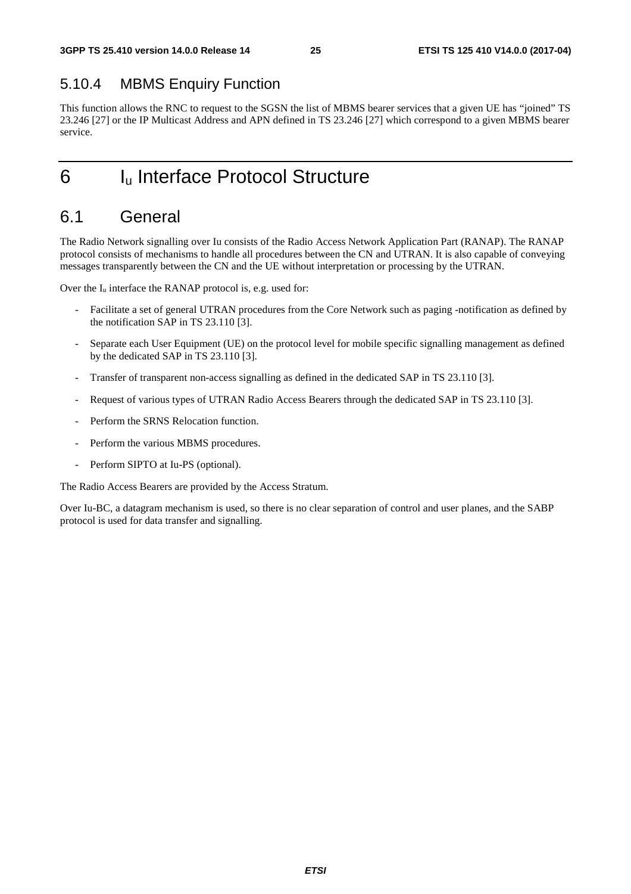### 5.10.4 MBMS Enquiry Function

This function allows the RNC to request to the SGSN the list of MBMS bearer services that a given UE has "joined" TS 23.246 [27] or the IP Multicast Address and APN defined in TS 23.246 [27] which correspond to a given MBMS bearer service.

# 6 $I_u$ Interface Protocol Structure

## 6.1 General

The Radio Network signalling over Iu consists of the Radio Access Network Application Part (RANAP). The RANAP protocol consists of mechanisms to handle all procedures between the CN and UTRAN. It is also capable of conveying messages transparently between the CN and the UE without interpretation or processing by the UTRAN.

Over the $I_u$ interface the RANAP protocol is, e.g. used for:

- Facilitate a set of general UTRAN procedures from the Core Network such as paging -notification as defined by the notification SAP in TS 23.110 [3].
- Separate each User Equipment (UE) on the protocol level for mobile specific signalling management as defined by the dedicated SAP in TS 23.110 [3].
- Transfer of transparent non-access signalling as defined in the dedicated SAP in TS 23.110 [3].
- Request of various types of UTRAN Radio Access Bearers through the dedicated SAP in TS 23.110 [3].
- Perform the SRNS Relocation function.
- Perform the various MBMS procedures.
- Perform SIPTO at Iu-PS (optional).

The Radio Access Bearers are provided by the Access Stratum.

Over Iu-BC, a datagram mechanism is used, so there is no clear separation of control and user planes, and the SABP protocol is used for data transfer and signalling.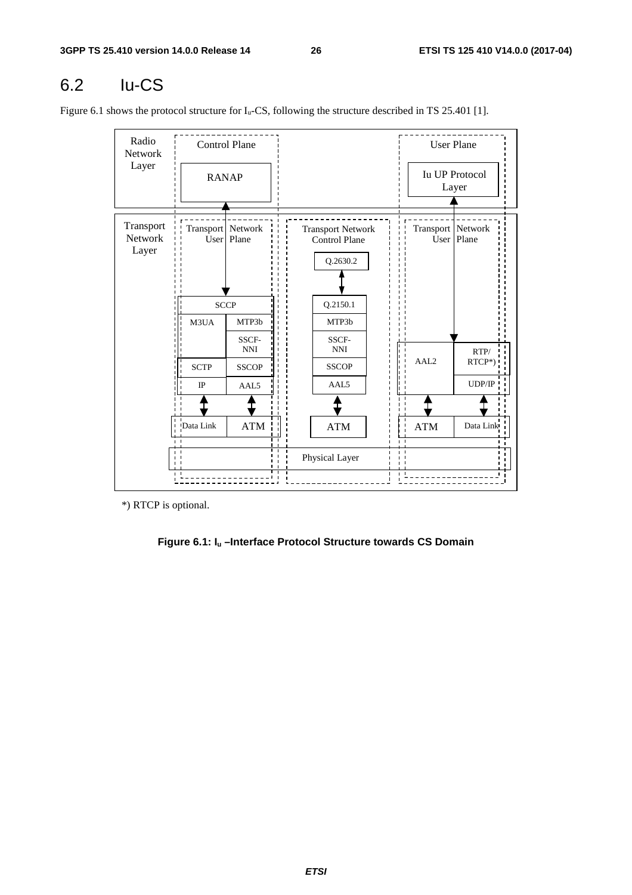## 6.2 Iu-CS

Figure 6.1 shows the protocol structure for $I_u$-CS, following the structure described in TS 25.401 [1].

Radio Network Layer

Control Plane

User Plane

RANAP

Iu UP Protocol Layer

Transport Network Layer

Transport Network User Plane

Transport Network Control Plane

Transport Network User Plane

Q.2630.2

SCCP

Q.2150.1

M3UA

MTP3b

MTP3b

SSCF-NNI

SSCF-NNI

AAL2

RTP/ RTCP*)

SCTP

SSCOP

SSCOP

IP

AAL5

AAL5

UDP/IP

Data Link

ATM

ATM

ATM

Data Link

Physical Layer

*) RTCP is optional.

**Figure 6.1: $I_u$ –Interface Protocol Structure towards CS Domain**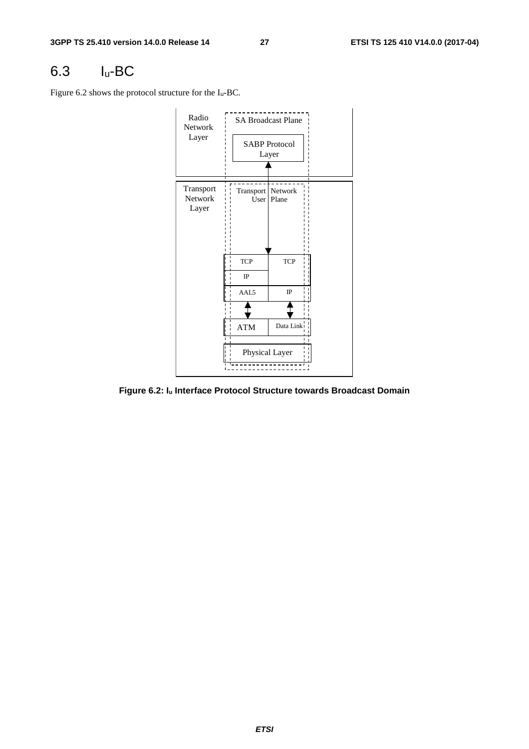## 6.3 $I_u$-BC

Figure 6.2 shows the protocol structure for the $I_u$-BC.

Radio Network Layer

SA Broadcast Plane

SABP Protocol Layer

Transport Network Layer

Transport Network User Plane

TCP

IP

AAL5

ATM

TCP

IP

Data Link

Physical Layer

**Figure 6.2: $I_u$ Interface Protocol Structure towards Broadcast Domain**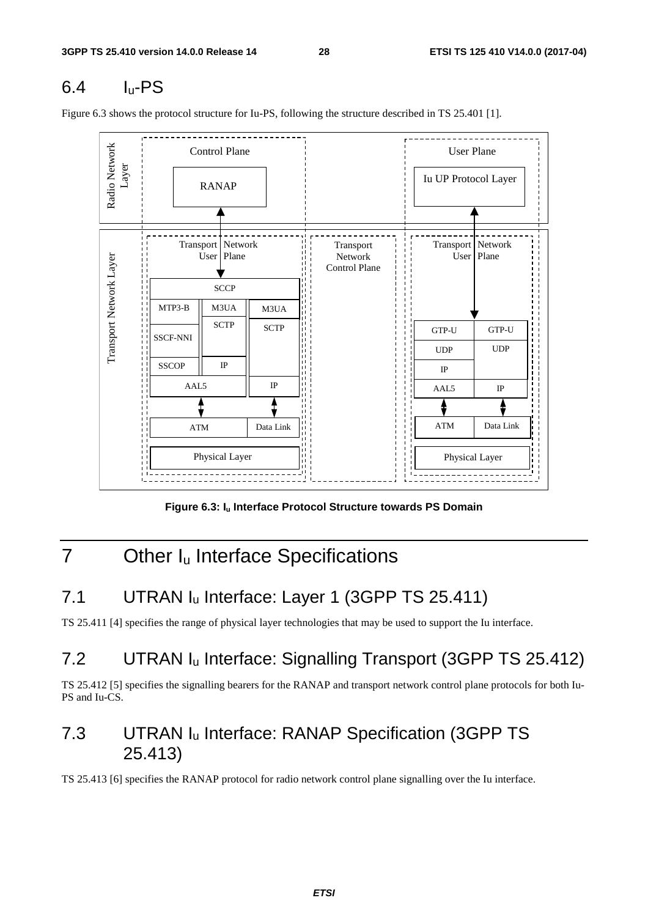## 6.4 Iu-PS

Figure 6.3 shows the protocol structure for Iu-PS, following the structure described in TS 25.401 [1].

Radio Network Layer

Control Plane

RANAP

User Plane

Iu UP Protocol Layer

Transport Network Layer

Transport Network User Plane

SCCP

MTP3-B

M3UA

M3UA

SSCF-NNI

SCTP

SCTP

SSCOP

IP

AAL5

IP

ATM

Data Link

Physical Layer

Transport Network Control Plane

Transport Network User Plane

GTP-U

GTP-U

UDP

UDP

IP

AAL5

IP

ATM

Data Link

Physical Layer

**Figure 6.3: Iu Interface Protocol Structure towards PS Domain**

# 7 Other Iu Interface Specifications

## 7.1 UTRAN Iu Interface: Layer 1 (3GPP TS 25.411)

TS 25.411 [4] specifies the range of physical layer technologies that may be used to support the Iu interface.

## 7.2 UTRAN Iu Interface: Signalling Transport (3GPP TS 25.412)

TS 25.412 [5] specifies the signalling bearers for the RANAP and transport network control plane protocols for both Iu-PS and Iu-CS.

## 7.3 UTRAN Iu Interface: RANAP Specification (3GPP TS 25.413)

TS 25.413 [6] specifies the RANAP protocol for radio network control plane signalling over the Iu interface.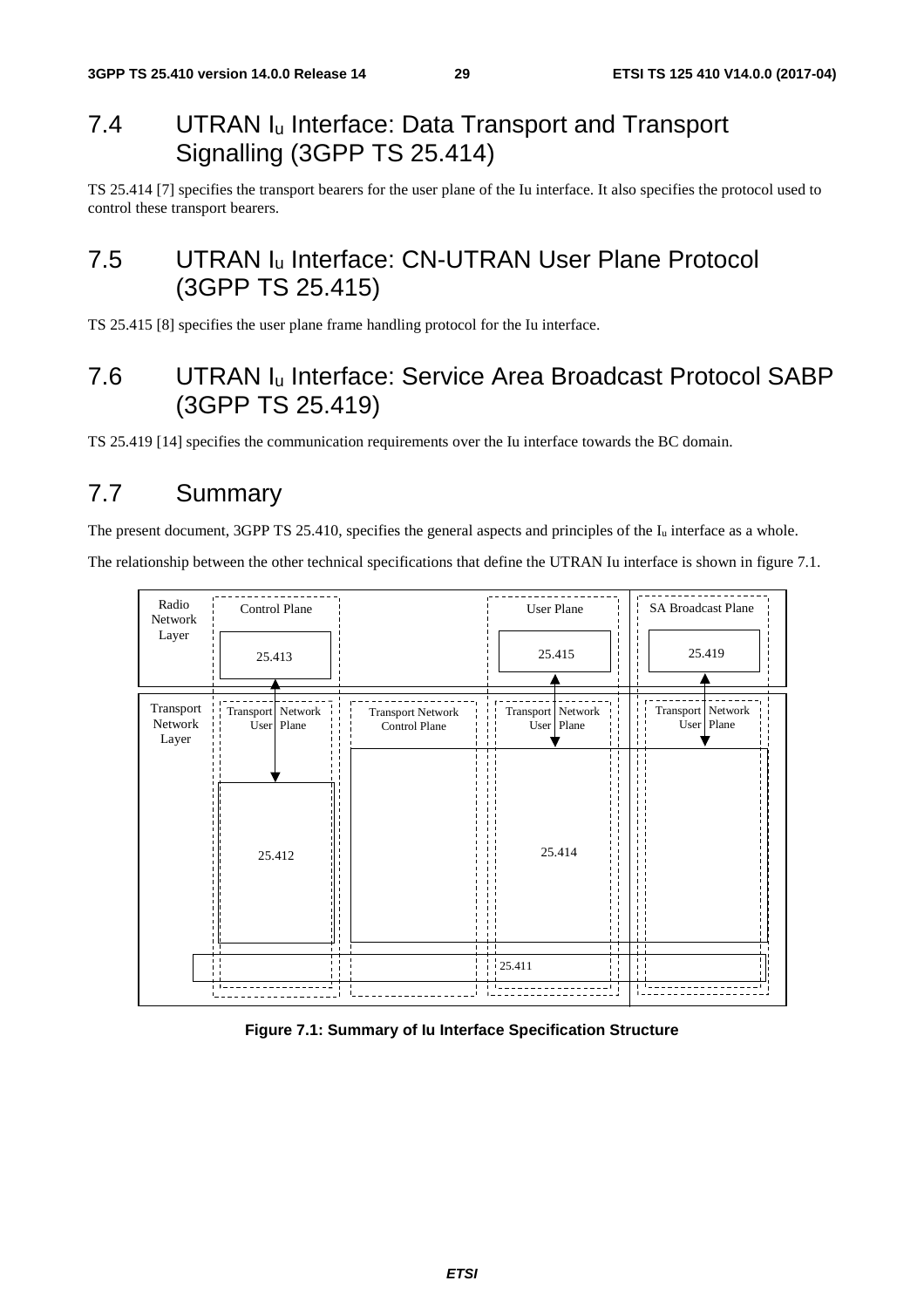## 7.4 UTRAN $I_u$ Interface: Data Transport and Transport Signalling (3GPP TS 25.414)

TS 25.414 [7] specifies the transport bearers for the user plane of the Iu interface. It also specifies the protocol used to control these transport bearers.

## 7.5 UTRAN $I_u$ Interface: CN-UTRAN User Plane Protocol (3GPP TS 25.415)

TS 25.415 [8] specifies the user plane frame handling protocol for the Iu interface.

## 7.6 UTRAN $I_u$ Interface: Service Area Broadcast Protocol SABP (3GPP TS 25.419)

TS 25.419 [14] specifies the communication requirements over the Iu interface towards the BC domain.

## 7.7 Summary

The present document, 3GPP TS 25.410, specifies the general aspects and principles of the $I_u$ interface as a whole.

The relationship between the other technical specifications that define the UTRAN Iu interface is shown in figure 7.1.

Radio Network Layer
Control Plane
25.413
User Plane
25.415
SA Broadcast Plane
25.419
Transport Network Layer
Transport Network User Plane
Transport Network Control Plane
Transport Network User Plane
Transport Network User Plane
25.412
25.414
25.411

**Figure 7.1: Summary of Iu Interface Specification Structure**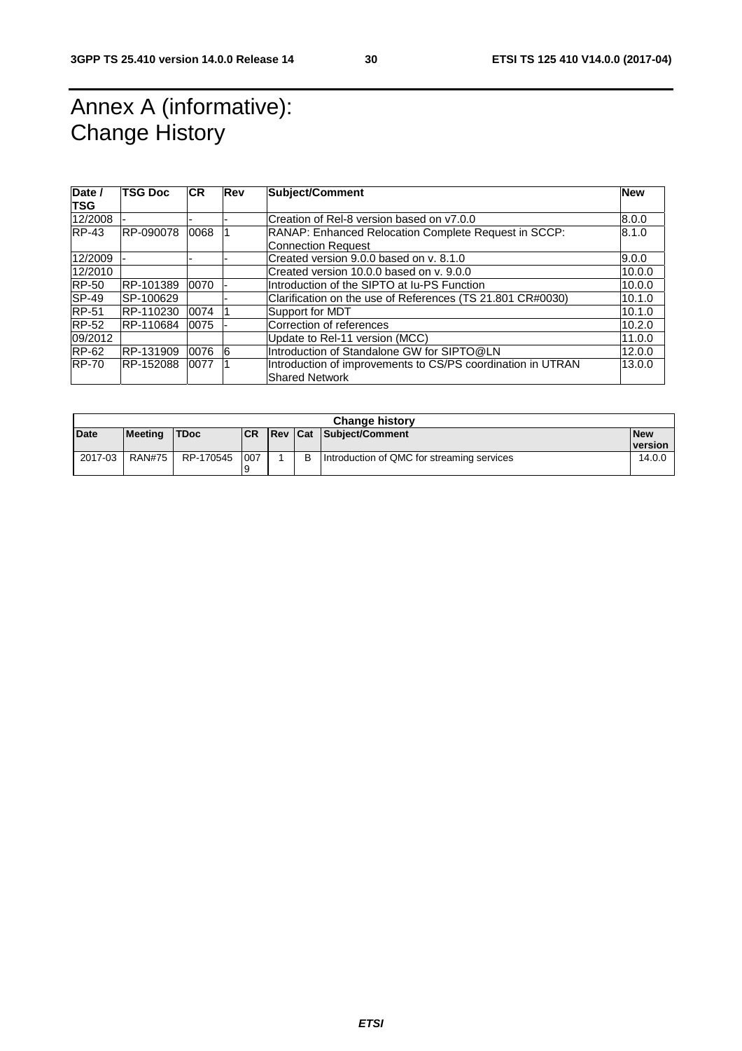# Annex A (informative): Change History

| Date / TSG | TSG Doc | CR | Rev | Subject/Comment | New |
|---|---|---|---|---|---|
| 12/2008 | - | - | - | Creation of Rel-8 version based on v7.0.0 | 8.0.0 |
| RP-43 | RP-090078 | 0068 | 1 | RANAP: Enhanced Relocation Complete Request in SCCP: Connection Request | 8.1.0 |
| 12/2009 | - | - | - | Created version 9.0.0 based on v. 8.1.0 | 9.0.0 |
| 12/2010 | | | | Created version 10.0.0 based on v. 9.0.0 | 10.0.0 |
| RP-50 | RP-101389 | 0070 | - | Introduction of the SIPTO at Iu-PS Function | 10.0.0 |
| SP-49 | SP-100629 | | - | Clarification on the use of References (TS 21.801 CR#0030) | 10.1.0 |
| RP-51 | RP-110230 | 0074 | 1 | Support for MDT | 10.1.0 |
| RP-52 | RP-110684 | 0075 | - | Correction of references | 10.2.0 |
| 09/2012 | | | | Update to Rel-11 version (MCC) | 11.0.0 |
| RP-62 | RP-131909 | 0076 | 6 | Introduction of Standalone GW for SIPTO@LN | 12.0.0 |
| RP-70 | RP-152088 | 0077 | 1 | Introduction of improvements to CS/PS coordination in UTRAN Shared Network | 13.0.0 |

| Change history | | | | | | | |
|---|---|---|---|---|---|---|---|
| **Date** | **Meeting** | **TDoc** | **CR** | **Rev** | **Cat** | **Subject/Comment** | **New version** |
| 2017-03 | RAN#75 | RP-170545 | 0079 | 1 | B | Introduction of QMC for streaming services | 14.0.0 |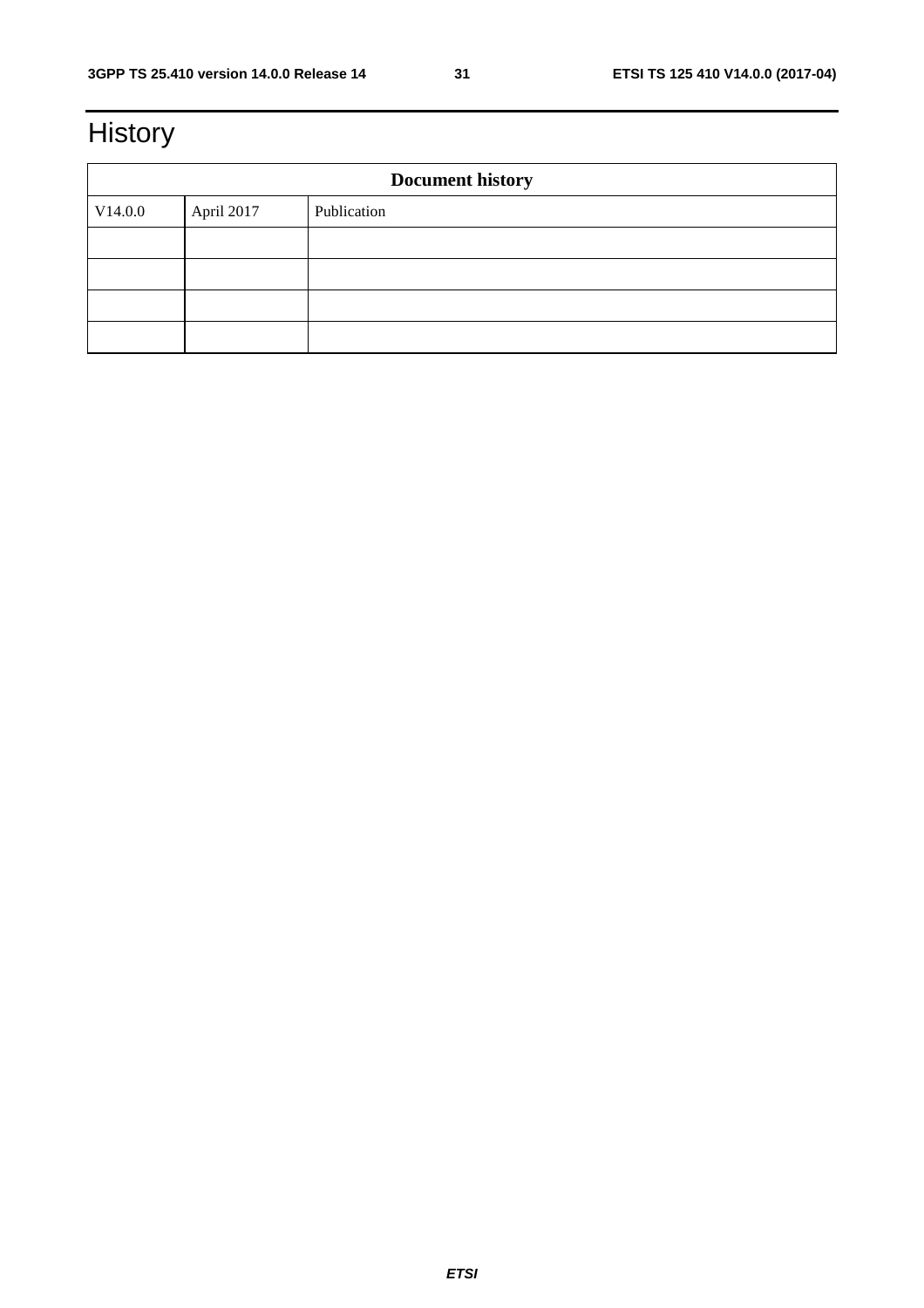# History

| Document history | | |
|---|---|---|
| V14.0.0 | April 2017 | Publication |
| | | |
| | | |
| | | |
| | | |